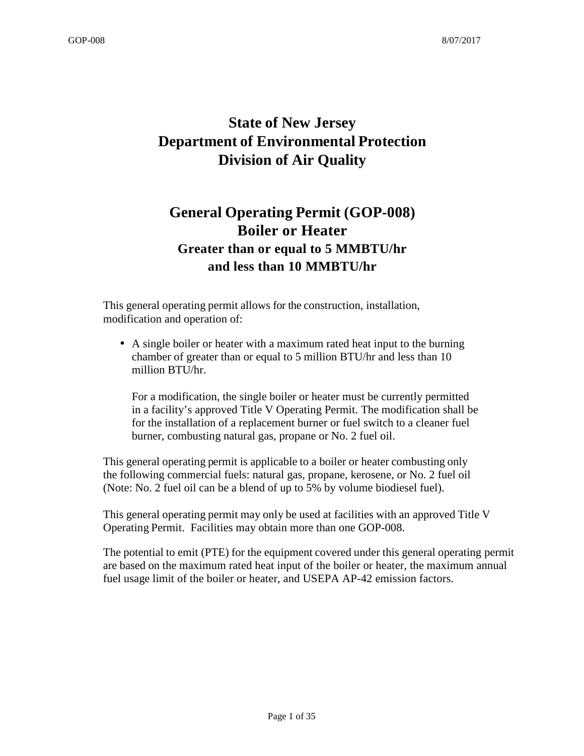# State of New Jersey
# Department of Environmental Protection
# Division of Air Quality

## General Operating Permit (GOP-008)
## Boiler or Heater
### Greater than or equal to 5 MMBTU/hr
### and less than 10 MMBTU/hr

This general operating permit allows for the construction, installation, modification and operation of:

- A single boiler or heater with a maximum rated heat input to the burning chamber of greater than or equal to 5 million BTU/hr and less than 10 million BTU/hr.

  For a modification, the single boiler or heater must be currently permitted in a facility's approved Title V Operating Permit. The modification shall be for the installation of a replacement burner or fuel switch to a cleaner fuel burner, combusting natural gas, propane or No. 2 fuel oil.

This general operating permit is applicable to a boiler or heater combusting only the following commercial fuels: natural gas, propane, kerosene, or No. 2 fuel oil (Note: No. 2 fuel oil can be a blend of up to 5% by volume biodiesel fuel).

This general operating permit may only be used at facilities with an approved Title V Operating Permit. Facilities may obtain more than one GOP-008.

The potential to emit (PTE) for the equipment covered under this general operating permit are based on the maximum rated heat input of the boiler or heater, the maximum annual fuel usage limit of the boiler or heater, and USEPA AP-42 emission factors.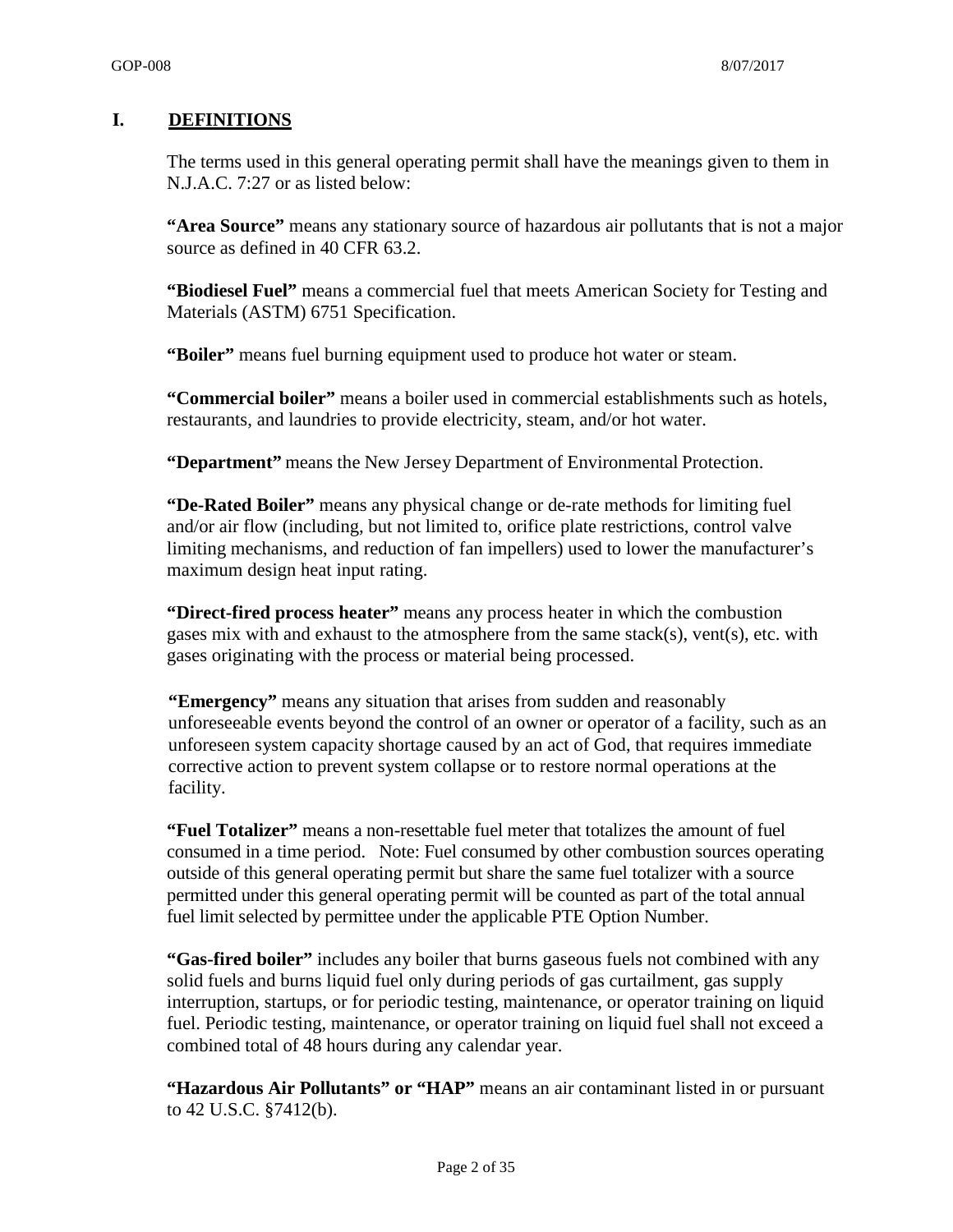## I. DEFINITIONS

The terms used in this general operating permit shall have the meanings given to them in N.J.A.C. 7:27 or as listed below:

**"Area Source"** means any stationary source of hazardous air pollutants that is not a major source as defined in 40 CFR 63.2.

**"Biodiesel Fuel"** means a commercial fuel that meets American Society for Testing and Materials (ASTM) 6751 Specification.

**"Boiler"** means fuel burning equipment used to produce hot water or steam.

**"Commercial boiler"** means a boiler used in commercial establishments such as hotels, restaurants, and laundries to provide electricity, steam, and/or hot water.

**"Department"** means the New Jersey Department of Environmental Protection.

**"De-Rated Boiler"** means any physical change or de-rate methods for limiting fuel and/or air flow (including, but not limited to, orifice plate restrictions, control valve limiting mechanisms, and reduction of fan impellers) used to lower the manufacturer's maximum design heat input rating.

**"Direct-fired process heater"** means any process heater in which the combustion gases mix with and exhaust to the atmosphere from the same stack(s), vent(s), etc. with gases originating with the process or material being processed.

**"Emergency"** means any situation that arises from sudden and reasonably unforeseeable events beyond the control of an owner or operator of a facility, such as an unforeseen system capacity shortage caused by an act of God, that requires immediate corrective action to prevent system collapse or to restore normal operations at the facility.

**"Fuel Totalizer"** means a non-resettable fuel meter that totalizes the amount of fuel consumed in a time period. Note: Fuel consumed by other combustion sources operating outside of this general operating permit but share the same fuel totalizer with a source permitted under this general operating permit will be counted as part of the total annual fuel limit selected by permittee under the applicable PTE Option Number.

**"Gas-fired boiler"** includes any boiler that burns gaseous fuels not combined with any solid fuels and burns liquid fuel only during periods of gas curtailment, gas supply interruption, startups, or for periodic testing, maintenance, or operator training on liquid fuel. Periodic testing, maintenance, or operator training on liquid fuel shall not exceed a combined total of 48 hours during any calendar year.

**"Hazardous Air Pollutants" or "HAP"** means an air contaminant listed in or pursuant to 42 U.S.C. §7412(b).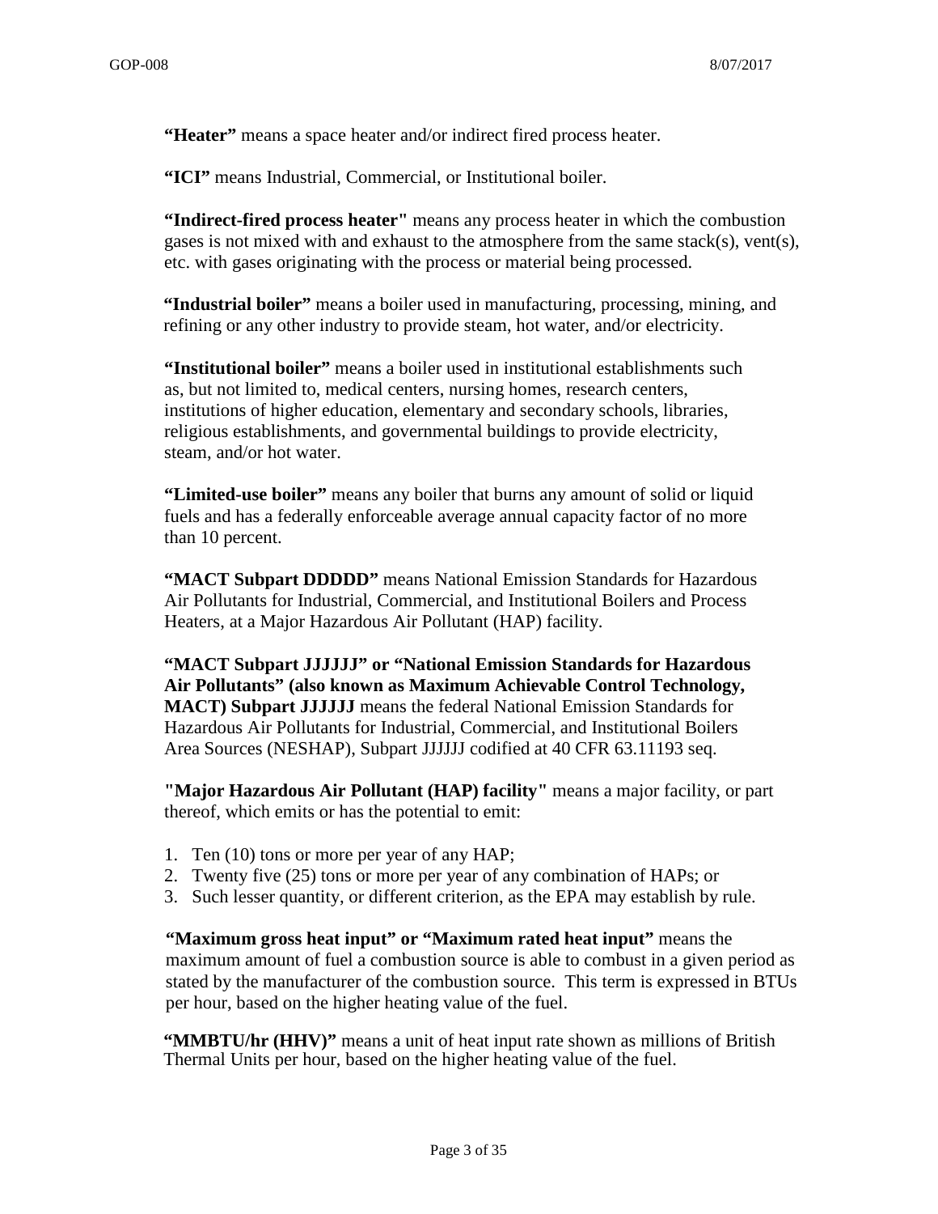**"Heater"** means a space heater and/or indirect fired process heater.

**"ICI"** means Industrial, Commercial, or Institutional boiler.

**"Indirect-fired process heater"** means any process heater in which the combustion gases is not mixed with and exhaust to the atmosphere from the same stack(s), vent(s), etc. with gases originating with the process or material being processed.

**"Industrial boiler"** means a boiler used in manufacturing, processing, mining, and refining or any other industry to provide steam, hot water, and/or electricity.

**"Institutional boiler"** means a boiler used in institutional establishments such as, but not limited to, medical centers, nursing homes, research centers, institutions of higher education, elementary and secondary schools, libraries, religious establishments, and governmental buildings to provide electricity, steam, and/or hot water.

**"Limited-use boiler"** means any boiler that burns any amount of solid or liquid fuels and has a federally enforceable average annual capacity factor of no more than 10 percent.

**"MACT Subpart DDDDD"** means National Emission Standards for Hazardous Air Pollutants for Industrial, Commercial, and Institutional Boilers and Process Heaters, at a Major Hazardous Air Pollutant (HAP) facility.

**"MACT Subpart JJJJJJ" or "National Emission Standards for Hazardous Air Pollutants" (also known as Maximum Achievable Control Technology, MACT) Subpart JJJJJJ** means the federal National Emission Standards for Hazardous Air Pollutants for Industrial, Commercial, and Institutional Boilers Area Sources (NESHAP), Subpart JJJJJJ codified at 40 CFR 63.11193 seq.

**"Major Hazardous Air Pollutant (HAP) facility"** means a major facility, or part thereof, which emits or has the potential to emit:

1. Ten (10) tons or more per year of any HAP;
2. Twenty five (25) tons or more per year of any combination of HAPs; or
3. Such lesser quantity, or different criterion, as the EPA may establish by rule.

**"Maximum gross heat input" or "Maximum rated heat input"** means the maximum amount of fuel a combustion source is able to combust in a given period as stated by the manufacturer of the combustion source. This term is expressed in BTUs per hour, based on the higher heating value of the fuel.

**"MMBTU/hr (HHV)"** means a unit of heat input rate shown as millions of British Thermal Units per hour, based on the higher heating value of the fuel.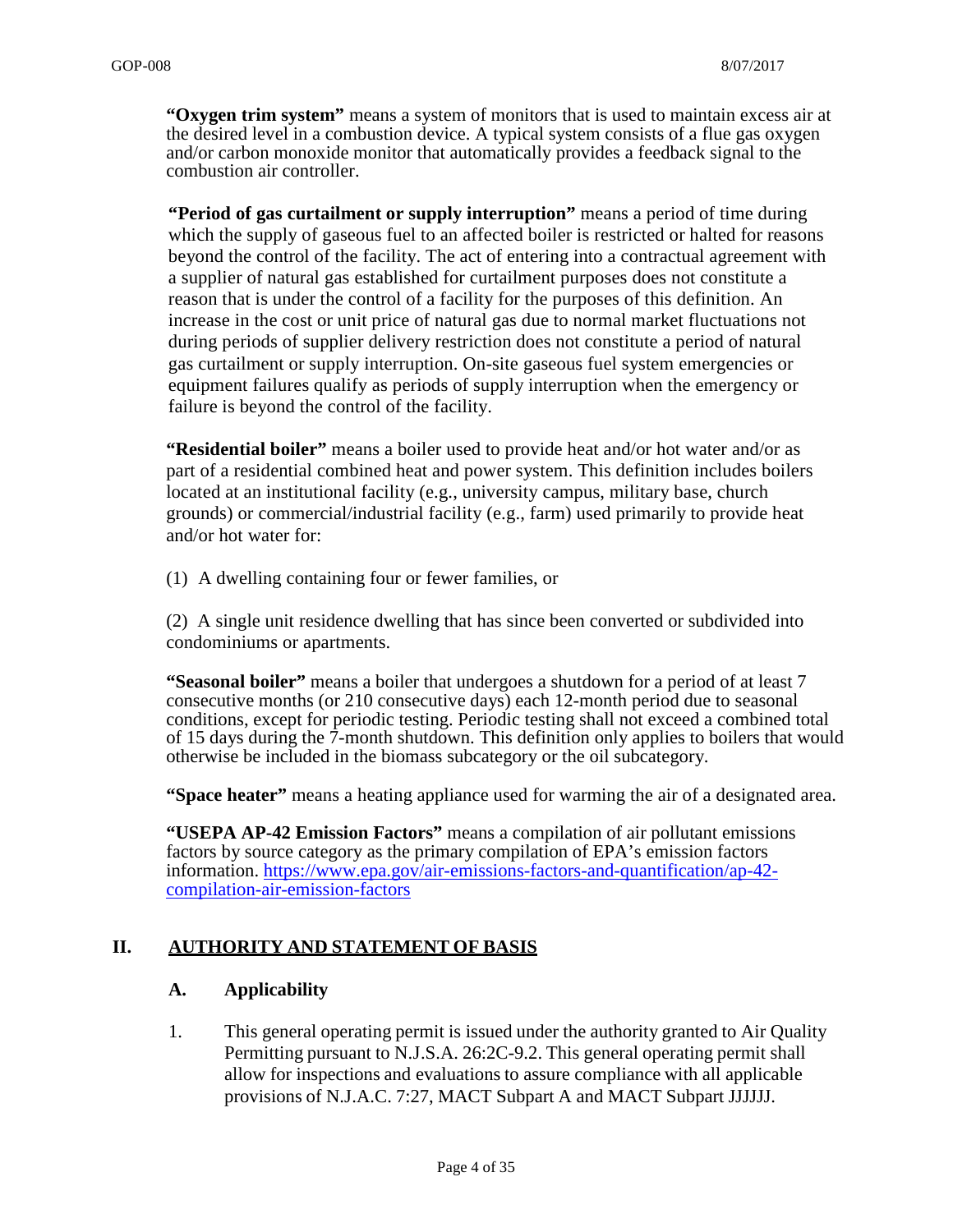**"Oxygen trim system"** means a system of monitors that is used to maintain excess air at the desired level in a combustion device. A typical system consists of a flue gas oxygen and/or carbon monoxide monitor that automatically provides a feedback signal to the combustion air controller.

**"Period of gas curtailment or supply interruption"** means a period of time during which the supply of gaseous fuel to an affected boiler is restricted or halted for reasons beyond the control of the facility. The act of entering into a contractual agreement with a supplier of natural gas established for curtailment purposes does not constitute a reason that is under the control of a facility for the purposes of this definition. An increase in the cost or unit price of natural gas due to normal market fluctuations not during periods of supplier delivery restriction does not constitute a period of natural gas curtailment or supply interruption. On-site gaseous fuel system emergencies or equipment failures qualify as periods of supply interruption when the emergency or failure is beyond the control of the facility.

**"Residential boiler"** means a boiler used to provide heat and/or hot water and/or as part of a residential combined heat and power system. This definition includes boilers located at an institutional facility (e.g., university campus, military base, church grounds) or commercial/industrial facility (e.g., farm) used primarily to provide heat and/or hot water for:

(1) A dwelling containing four or fewer families, or

(2) A single unit residence dwelling that has since been converted or subdivided into condominiums or apartments.

**"Seasonal boiler"** means a boiler that undergoes a shutdown for a period of at least 7 consecutive months (or 210 consecutive days) each 12-month period due to seasonal conditions, except for periodic testing. Periodic testing shall not exceed a combined total of 15 days during the 7-month shutdown. This definition only applies to boilers that would otherwise be included in the biomass subcategory or the oil subcategory.

**"Space heater"** means a heating appliance used for warming the air of a designated area.

**"USEPA AP-42 Emission Factors"** means a compilation of air pollutant emissions factors by source category as the primary compilation of EPA's emission factors information. [https://www.epa.gov/air-emissions-factors-and-quantification/ap-42-compilation-air-emission-factors](https://www.epa.gov/air-emissions-factors-and-quantification/ap-42-compilation-air-emission-factors)

## II. AUTHORITY AND STATEMENT OF BASIS

### A. Applicability

1. This general operating permit is issued under the authority granted to Air Quality Permitting pursuant to N.J.S.A. 26:2C-9.2. This general operating permit shall allow for inspections and evaluations to assure compliance with all applicable provisions of N.J.A.C. 7:27, MACT Subpart A and MACT Subpart JJJJJJ.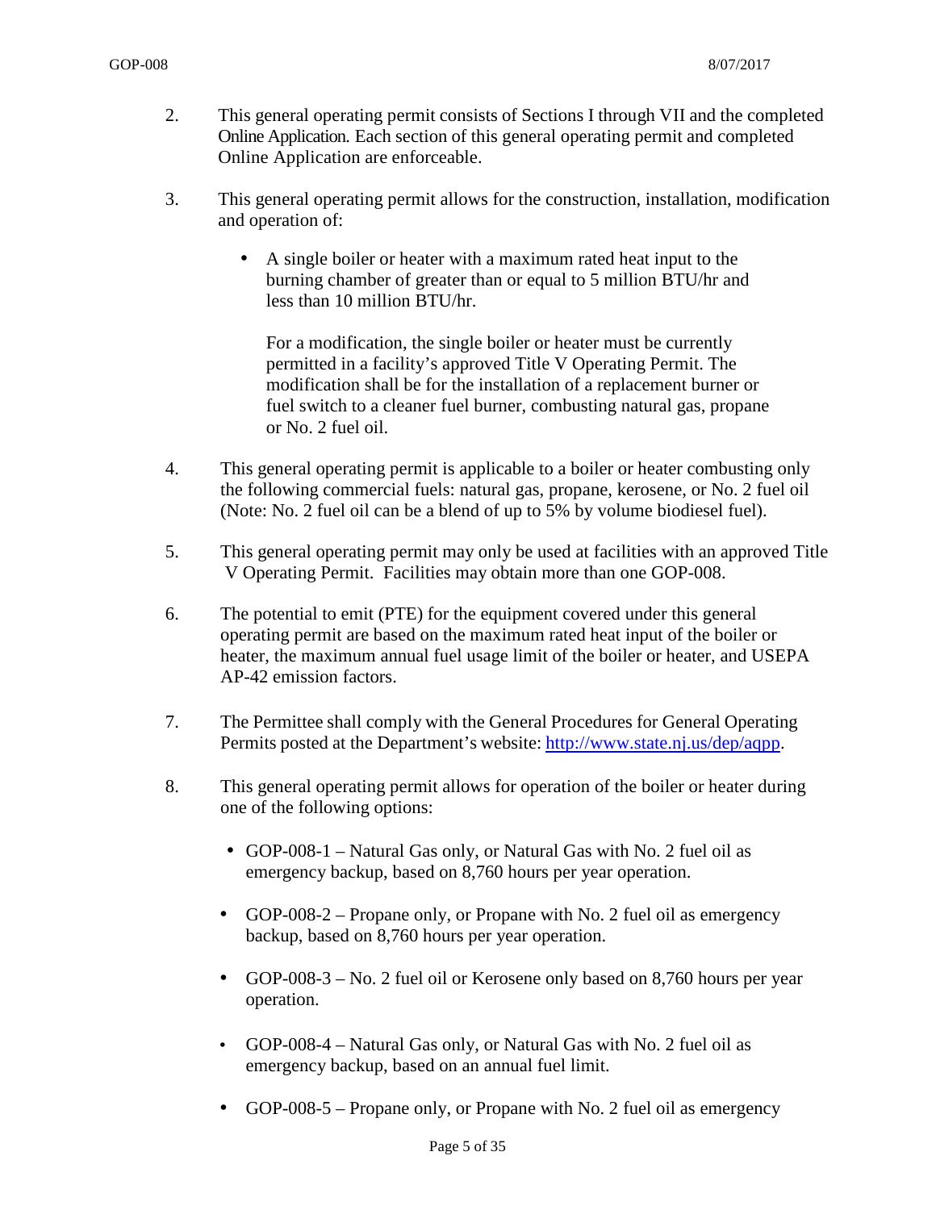2. This general operating permit consists of Sections I through VII and the completed Online Application. Each section of this general operating permit and completed Online Application are enforceable.

3. This general operating permit allows for the construction, installation, modification and operation of:

   - A single boiler or heater with a maximum rated heat input to the burning chamber of greater than or equal to 5 million BTU/hr and less than 10 million BTU/hr.

     For a modification, the single boiler or heater must be currently permitted in a facility's approved Title V Operating Permit. The modification shall be for the installation of a replacement burner or fuel switch to a cleaner fuel burner, combusting natural gas, propane or No. 2 fuel oil.

4. This general operating permit is applicable to a boiler or heater combusting only the following commercial fuels: natural gas, propane, kerosene, or No. 2 fuel oil (Note: No. 2 fuel oil can be a blend of up to 5% by volume biodiesel fuel).

5. This general operating permit may only be used at facilities with an approved Title V Operating Permit. Facilities may obtain more than one GOP-008.

6. The potential to emit (PTE) for the equipment covered under this general operating permit are based on the maximum rated heat input of the boiler or heater, the maximum annual fuel usage limit of the boiler or heater, and USEPA AP-42 emission factors.

7. The Permittee shall comply with the General Procedures for General Operating Permits posted at the Department's website: [http://www.state.nj.us/dep/aqpp](http://www.state.nj.us/dep/aqpp).

8. This general operating permit allows for operation of the boiler or heater during one of the following options:

   - GOP-008-1 – Natural Gas only, or Natural Gas with No. 2 fuel oil as emergency backup, based on 8,760 hours per year operation.

   - GOP-008-2 – Propane only, or Propane with No. 2 fuel oil as emergency backup, based on 8,760 hours per year operation.

   - GOP-008-3 – No. 2 fuel oil or Kerosene only based on 8,760 hours per year operation.

   - GOP-008-4 – Natural Gas only, or Natural Gas with No. 2 fuel oil as emergency backup, based on an annual fuel limit.

   - GOP-008-5 – Propane only, or Propane with No. 2 fuel oil as emergency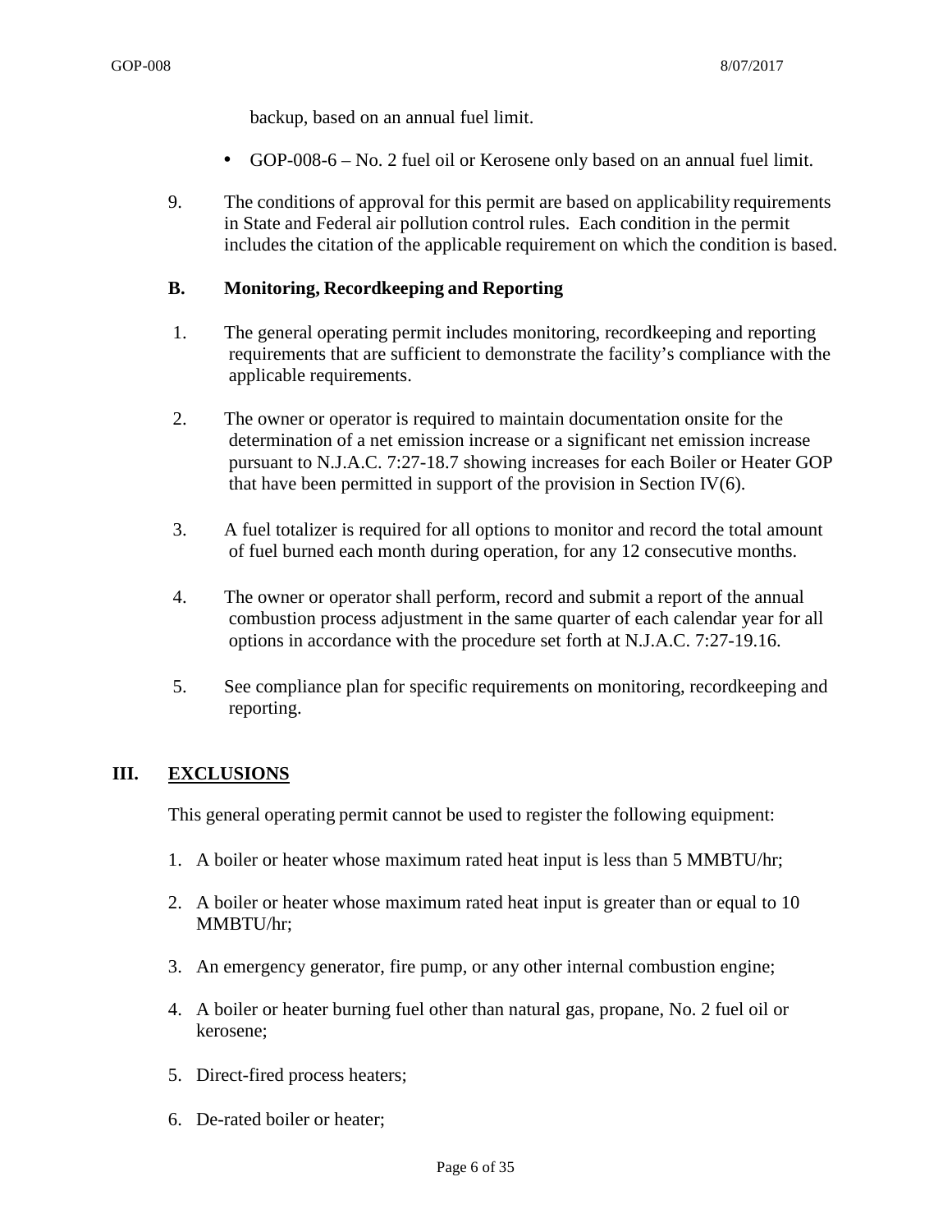backup, based on an annual fuel limit.

- GOP-008-6 – No. 2 fuel oil or Kerosene only based on an annual fuel limit.

9. The conditions of approval for this permit are based on applicability requirements in State and Federal air pollution control rules. Each condition in the permit includes the citation of the applicable requirement on which the condition is based.

### B. Monitoring, Recordkeeping and Reporting

1. The general operating permit includes monitoring, recordkeeping and reporting requirements that are sufficient to demonstrate the facility's compliance with the applicable requirements.

2. The owner or operator is required to maintain documentation onsite for the determination of a net emission increase or a significant net emission increase pursuant to N.J.A.C. 7:27-18.7 showing increases for each Boiler or Heater GOP that have been permitted in support of the provision in Section IV(6).

3. A fuel totalizer is required for all options to monitor and record the total amount of fuel burned each month during operation, for any 12 consecutive months.

4. The owner or operator shall perform, record and submit a report of the annual combustion process adjustment in the same quarter of each calendar year for all options in accordance with the procedure set forth at N.J.A.C. 7:27-19.16.

5. See compliance plan for specific requirements on monitoring, recordkeeping and reporting.

## III. EXCLUSIONS

This general operating permit cannot be used to register the following equipment:

1. A boiler or heater whose maximum rated heat input is less than 5 MMBTU/hr;

2. A boiler or heater whose maximum rated heat input is greater than or equal to 10 MMBTU/hr;

3. An emergency generator, fire pump, or any other internal combustion engine;

4. A boiler or heater burning fuel other than natural gas, propane, No. 2 fuel oil or kerosene;

5. Direct-fired process heaters;

6. De-rated boiler or heater;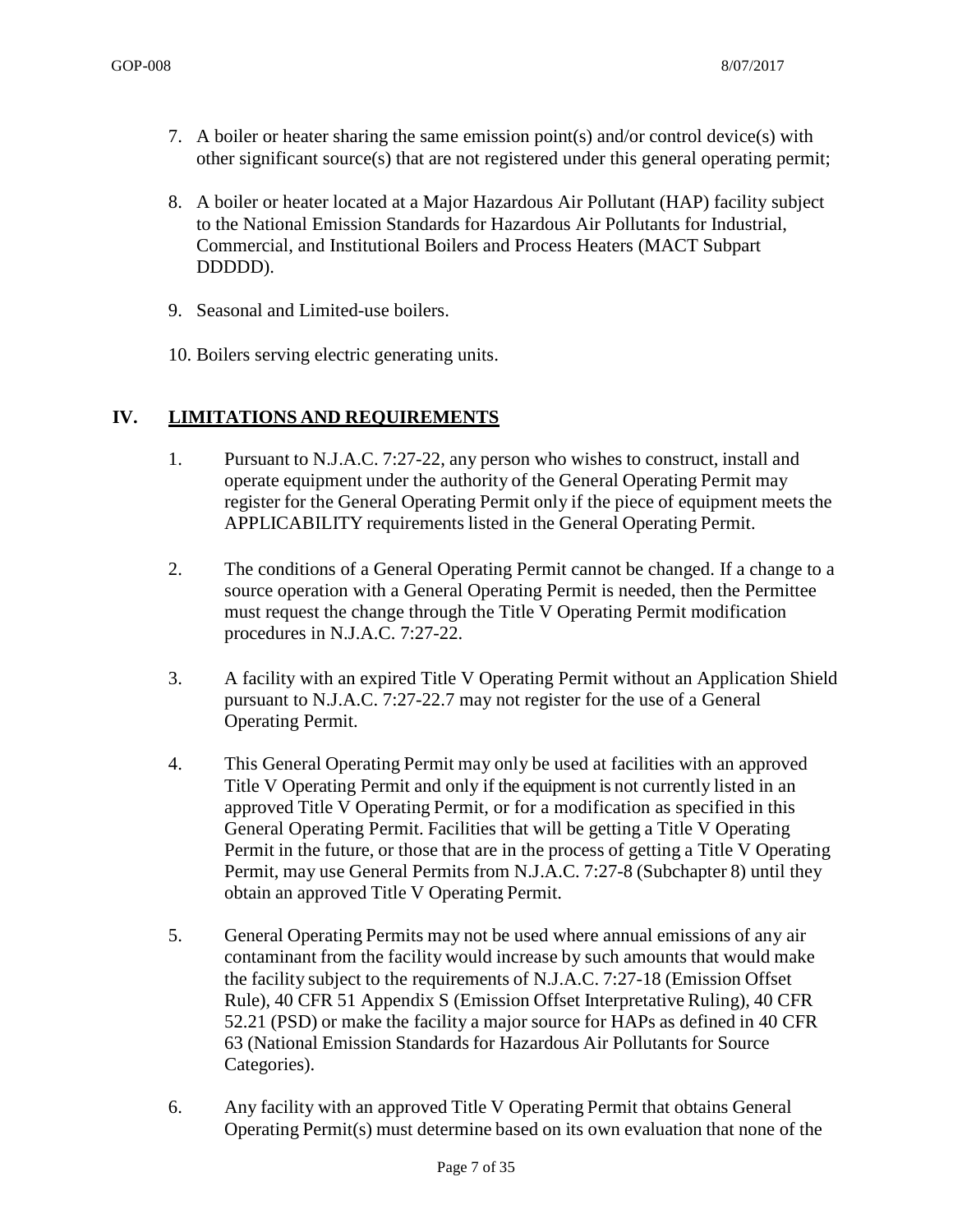7. A boiler or heater sharing the same emission point(s) and/or control device(s) with other significant source(s) that are not registered under this general operating permit;

8. A boiler or heater located at a Major Hazardous Air Pollutant (HAP) facility subject to the National Emission Standards for Hazardous Air Pollutants for Industrial, Commercial, and Institutional Boilers and Process Heaters (MACT Subpart DDDDD).

9. Seasonal and Limited-use boilers.

10. Boilers serving electric generating units.

## IV. LIMITATIONS AND REQUIREMENTS

1. Pursuant to N.J.A.C. 7:27-22, any person who wishes to construct, install and operate equipment under the authority of the General Operating Permit may register for the General Operating Permit only if the piece of equipment meets the APPLICABILITY requirements listed in the General Operating Permit.

2. The conditions of a General Operating Permit cannot be changed. If a change to a source operation with a General Operating Permit is needed, then the Permittee must request the change through the Title V Operating Permit modification procedures in N.J.A.C. 7:27-22.

3. A facility with an expired Title V Operating Permit without an Application Shield pursuant to N.J.A.C. 7:27-22.7 may not register for the use of a General Operating Permit.

4. This General Operating Permit may only be used at facilities with an approved Title V Operating Permit and only if the equipment is not currently listed in an approved Title V Operating Permit, or for a modification as specified in this General Operating Permit. Facilities that will be getting a Title V Operating Permit in the future, or those that are in the process of getting a Title V Operating Permit, may use General Permits from N.J.A.C. 7:27-8 (Subchapter 8) until they obtain an approved Title V Operating Permit.

5. General Operating Permits may not be used where annual emissions of any air contaminant from the facility would increase by such amounts that would make the facility subject to the requirements of N.J.A.C. 7:27-18 (Emission Offset Rule), 40 CFR 51 Appendix S (Emission Offset Interpretative Ruling), 40 CFR 52.21 (PSD) or make the facility a major source for HAPs as defined in 40 CFR 63 (National Emission Standards for Hazardous Air Pollutants for Source Categories).

6. Any facility with an approved Title V Operating Permit that obtains General Operating Permit(s) must determine based on its own evaluation that none of the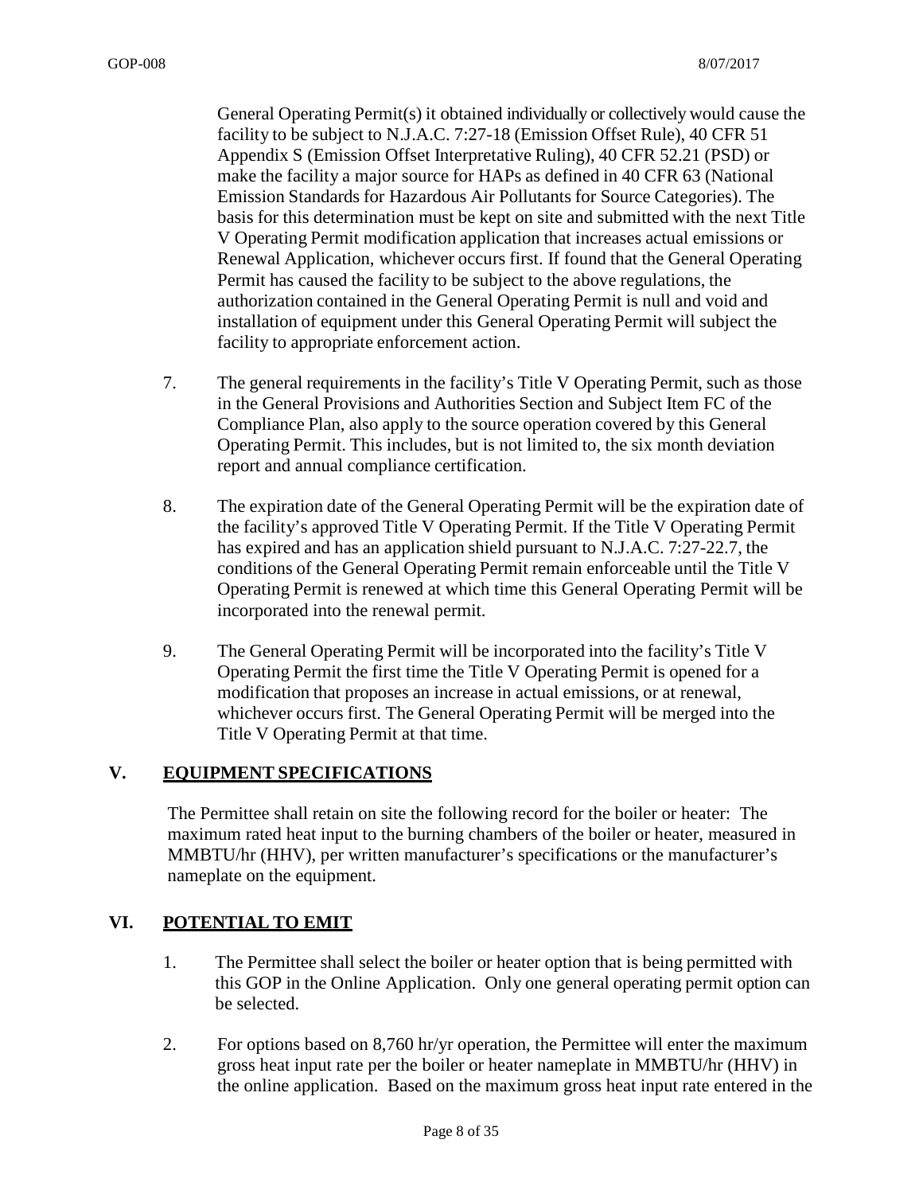General Operating Permit(s) it obtained individually or collectively would cause the facility to be subject to N.J.A.C. 7:27-18 (Emission Offset Rule), 40 CFR 51 Appendix S (Emission Offset Interpretative Ruling), 40 CFR 52.21 (PSD) or make the facility a major source for HAPs as defined in 40 CFR 63 (National Emission Standards for Hazardous Air Pollutants for Source Categories). The basis for this determination must be kept on site and submitted with the next Title V Operating Permit modification application that increases actual emissions or Renewal Application, whichever occurs first. If found that the General Operating Permit has caused the facility to be subject to the above regulations, the authorization contained in the General Operating Permit is null and void and installation of equipment under this General Operating Permit will subject the facility to appropriate enforcement action.

7. The general requirements in the facility's Title V Operating Permit, such as those in the General Provisions and Authorities Section and Subject Item FC of the Compliance Plan, also apply to the source operation covered by this General Operating Permit. This includes, but is not limited to, the six month deviation report and annual compliance certification.

8. The expiration date of the General Operating Permit will be the expiration date of the facility's approved Title V Operating Permit. If the Title V Operating Permit has expired and has an application shield pursuant to N.J.A.C. 7:27-22.7, the conditions of the General Operating Permit remain enforceable until the Title V Operating Permit is renewed at which time this General Operating Permit will be incorporated into the renewal permit.

9. The General Operating Permit will be incorporated into the facility's Title V Operating Permit the first time the Title V Operating Permit is opened for a modification that proposes an increase in actual emissions, or at renewal, whichever occurs first. The General Operating Permit will be merged into the Title V Operating Permit at that time.

## V. EQUIPMENT SPECIFICATIONS

The Permittee shall retain on site the following record for the boiler or heater: The maximum rated heat input to the burning chambers of the boiler or heater, measured in MMBTU/hr (HHV), per written manufacturer's specifications or the manufacturer's nameplate on the equipment.

## VI. POTENTIAL TO EMIT

1. The Permittee shall select the boiler or heater option that is being permitted with this GOP in the Online Application. Only one general operating permit option can be selected.

2. For options based on 8,760 hr/yr operation, the Permittee will enter the maximum gross heat input rate per the boiler or heater nameplate in MMBTU/hr (HHV) in the online application. Based on the maximum gross heat input rate entered in the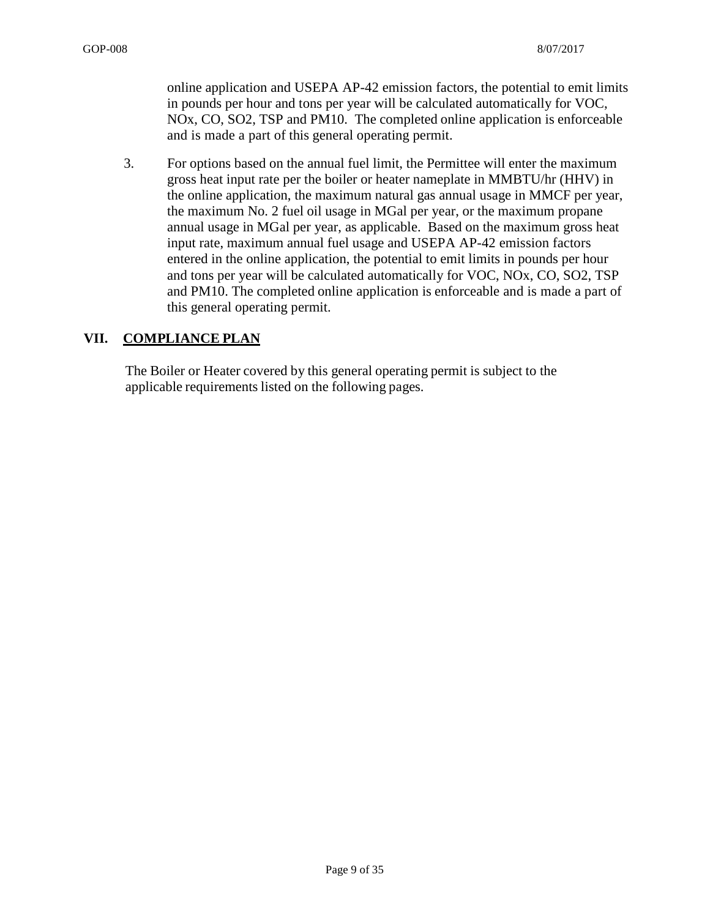online application and USEPA AP-42 emission factors, the potential to emit limits in pounds per hour and tons per year will be calculated automatically for VOC, NOx, CO, SO2, TSP and PM10. The completed online application is enforceable and is made a part of this general operating permit.

3. For options based on the annual fuel limit, the Permittee will enter the maximum gross heat input rate per the boiler or heater nameplate in MMBTU/hr (HHV) in the online application, the maximum natural gas annual usage in MMCF per year, the maximum No. 2 fuel oil usage in MGal per year, or the maximum propane annual usage in MGal per year, as applicable. Based on the maximum gross heat input rate, maximum annual fuel usage and USEPA AP-42 emission factors entered in the online application, the potential to emit limits in pounds per hour and tons per year will be calculated automatically for VOC, NOx, CO, SO2, TSP and PM10. The completed online application is enforceable and is made a part of this general operating permit.

## VII. COMPLIANCE PLAN

The Boiler or Heater covered by this general operating permit is subject to the applicable requirements listed on the following pages.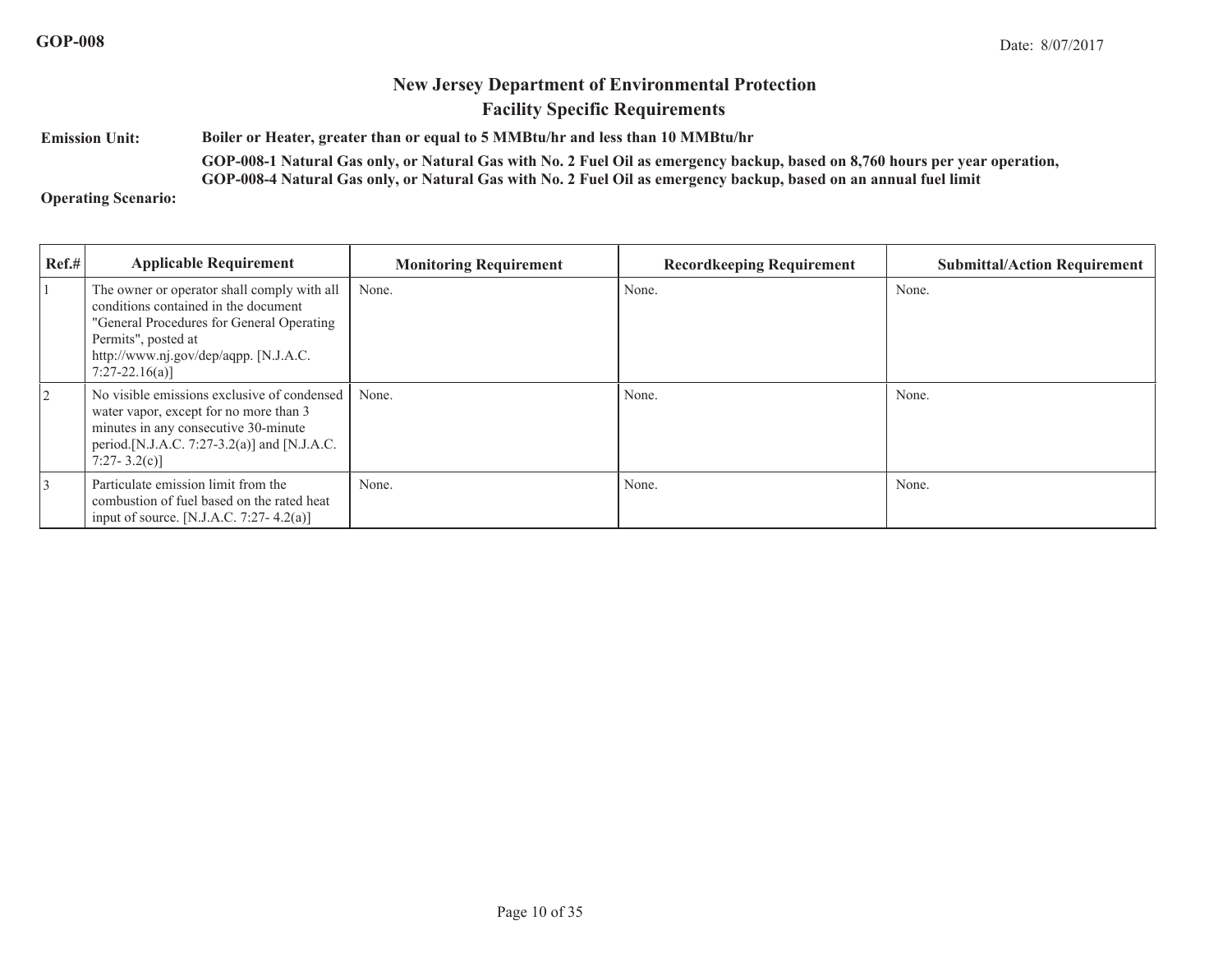GOP-008

Date: 8/07/2017

## New Jersey Department of Environmental Protection
## Facility Specific Requirements

**Emission Unit:** **Boiler or Heater, greater than or equal to 5 MMBtu/hr and less than 10 MMBtu/hr**

**GOP-008-1 Natural Gas only, or Natural Gas with No. 2 Fuel Oil as emergency backup, based on 8,760 hours per year operation,**
**GOP-008-4 Natural Gas only, or Natural Gas with No. 2 Fuel Oil as emergency backup, based on an annual fuel limit**

**Operating Scenario:**

| Ref.# | Applicable Requirement | Monitoring Requirement | Recordkeeping Requirement | Submittal/Action Requirement |
|---|---|---|---|---|
| 1 | The owner or operator shall comply with all conditions contained in the document "General Procedures for General Operating Permits", posted at http://www.nj.gov/dep/aqpp. [N.J.A.C. 7:27-22.16(a)] | None. | None. | None. |
| 2 | No visible emissions exclusive of condensed water vapor, except for no more than 3 minutes in any consecutive 30-minute period.[N.J.A.C. 7:27-3.2(a)] and [N.J.A.C. 7:27- 3.2(c)] | None. | None. | None. |
| 3 | Particulate emission limit from the combustion of fuel based on the rated heat input of source. [N.J.A.C. 7:27- 4.2(a)] | None. | None. | None. |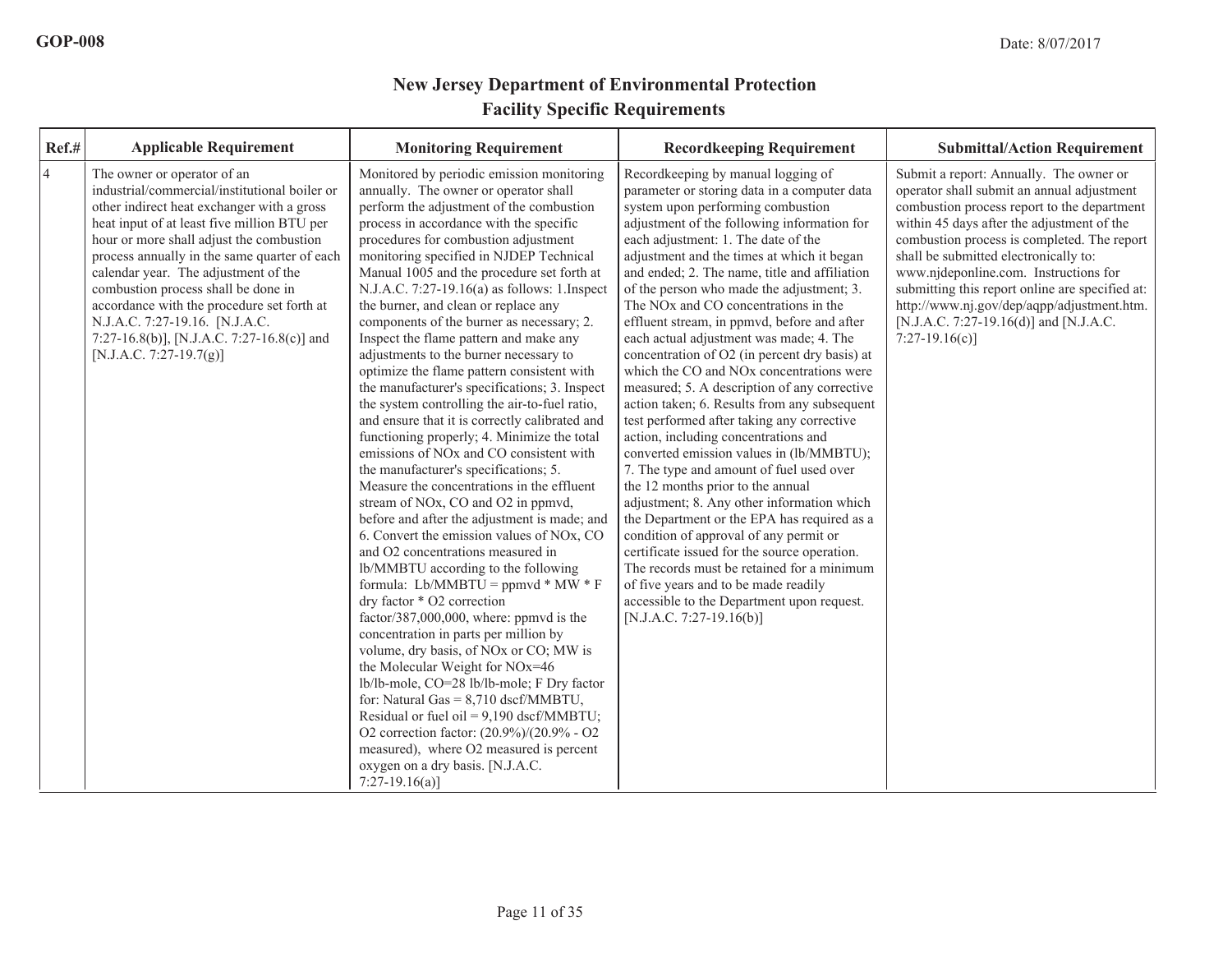# New Jersey Department of Environmental Protection
## Facility Specific Requirements

| Ref.# | Applicable Requirement | Monitoring Requirement | Recordkeeping Requirement | Submittal/Action Requirement |
|---|---|---|---|---|
| 4 | The owner or operator of an industrial/commercial/institutional boiler or other indirect heat exchanger with a gross heat input of at least five million BTU per hour or more shall adjust the combustion process annually in the same quarter of each calendar year. The adjustment of the combustion process shall be done in accordance with the procedure set forth at N.J.A.C. 7:27-19.16. [N.J.A.C. 7:27-16.8(b)], [N.J.A.C. 7:27-16.8(c)] and [N.J.A.C. 7:27-19.7(g)] | Monitored by periodic emission monitoring annually. The owner or operator shall perform the adjustment of the combustion process in accordance with the specific procedures for combustion adjustment monitoring specified in NJDEP Technical Manual 1005 and the procedure set forth at N.J.A.C. 7:27-19.16(a) as follows: 1.Inspect the burner, and clean or replace any components of the burner as necessary; 2. Inspect the flame pattern and make any adjustments to the burner necessary to optimize the flame pattern consistent with the manufacturer's specifications; 3. Inspect the system controlling the air-to-fuel ratio, and ensure that it is correctly calibrated and functioning properly; 4. Minimize the total emissions of NOx and CO consistent with the manufacturer's specifications; 5. Measure the concentrations in the effluent stream of NOx, CO and O2 in ppmvd, before and after the adjustment is made; and 6. Convert the emission values of NOx, CO and O2 concentrations measured in lb/MMBTU according to the following formula: Lb/MMBTU = ppmvd * MW * F dry factor * O2 correction factor/387,000,000, where: ppmvd is the concentration in parts per million by volume, dry basis, of NOx or CO; MW is the Molecular Weight for NOx=46 lb/lb-mole, CO=28 lb/lb-mole; F Dry factor for: Natural Gas = 8,710 dscf/MMBTU, Residual or fuel oil = 9,190 dscf/MMBTU; O2 correction factor: (20.9%)/(20.9% - O2 measured), where O2 measured is percent oxygen on a dry basis. [N.J.A.C. 7:27-19.16(a)] | Recordkeeping by manual logging of parameter or storing data in a computer data system upon performing combustion adjustment of the following information for each adjustment: 1. The date of the adjustment and the times at which it began and ended; 2. The name, title and affiliation of the person who made the adjustment; 3. The NOx and CO concentrations in the effluent stream, in ppmvd, before and after each actual adjustment was made; 4. The concentration of O2 (in percent dry basis) at which the CO and NOx concentrations were measured; 5. A description of any corrective action taken; 6. Results from any subsequent test performed after taking any corrective action, including concentrations and converted emission values in (lb/MMBTU); 7. The type and amount of fuel used over the 12 months prior to the annual adjustment; 8. Any other information which the Department or the EPA has required as a condition of approval of any permit or certificate issued for the source operation. The records must be retained for a minimum of five years and to be made readily accessible to the Department upon request. [N.J.A.C. 7:27-19.16(b)] | Submit a report: Annually. The owner or operator shall submit an annual adjustment combustion process report to the department within 45 days after the adjustment of the combustion process is completed. The report shall be submitted electronically to: www.njdeponline.com. Instructions for submitting this report online are specified at: http://www.nj.gov/dep/aqpp/adjustment.htm. [N.J.A.C. 7:27-19.16(d)] and [N.J.A.C. 7:27-19.16(c)] |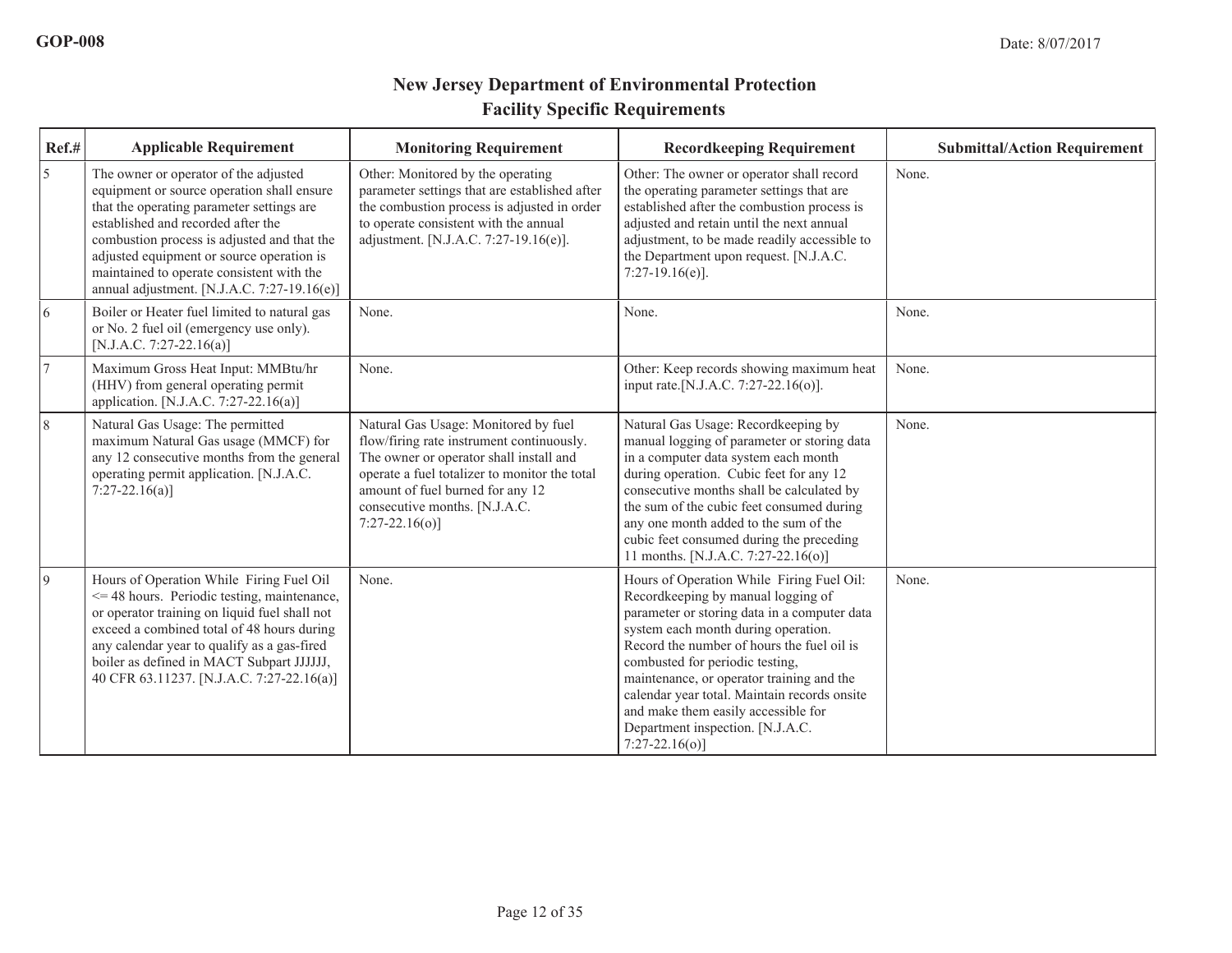## New Jersey Department of Environmental Protection
## Facility Specific Requirements

| Ref.# | Applicable Requirement | Monitoring Requirement | Recordkeeping Requirement | Submittal/Action Requirement |
|---|---|---|---|---|
| 5 | The owner or operator of the adjusted equipment or source operation shall ensure that the operating parameter settings are established and recorded after the combustion process is adjusted and that the adjusted equipment or source operation is maintained to operate consistent with the annual adjustment. [N.J.A.C. 7:27-19.16(e)] | Other: Monitored by the operating parameter settings that are established after the combustion process is adjusted in order to operate consistent with the annual adjustment. [N.J.A.C. 7:27-19.16(e)]. | Other: The owner or operator shall record the operating parameter settings that are established after the combustion process is adjusted and retain until the next annual adjustment, to be made readily accessible to the Department upon request. [N.J.A.C. 7:27-19.16(e)]. | None. |
| 6 | Boiler or Heater fuel limited to natural gas or No. 2 fuel oil (emergency use only). [N.J.A.C. 7:27-22.16(a)] | None. | None. | None. |
| 7 | Maximum Gross Heat Input: MMBtu/hr (HHV) from general operating permit application. [N.J.A.C. 7:27-22.16(a)] | None. | Other: Keep records showing maximum heat input rate.[N.J.A.C. 7:27-22.16(o)]. | None. |
| 8 | Natural Gas Usage: The permitted maximum Natural Gas usage (MMCF) for any 12 consecutive months from the general operating permit application. [N.J.A.C. 7:27-22.16(a)] | Natural Gas Usage: Monitored by fuel flow/firing rate instrument continuously. The owner or operator shall install and operate a fuel totalizer to monitor the total amount of fuel burned for any 12 consecutive months. [N.J.A.C. 7:27-22.16(o)] | Natural Gas Usage: Recordkeeping by manual logging of parameter or storing data in a computer data system each month during operation. Cubic feet for any 12 consecutive months shall be calculated by the sum of the cubic feet consumed during any one month added to the sum of the cubic feet consumed during the preceding 11 months. [N.J.A.C. 7:27-22.16(o)] | None. |
| 9 | Hours of Operation While Firing Fuel Oil <= 48 hours. Periodic testing, maintenance, or operator training on liquid fuel shall not exceed a combined total of 48 hours during any calendar year to qualify as a gas-fired boiler as defined in MACT Subpart JJJJJJ, 40 CFR 63.11237. [N.J.A.C. 7:27-22.16(a)] | None. | Hours of Operation While Firing Fuel Oil: Recordkeeping by manual logging of parameter or storing data in a computer data system each month during operation. Record the number of hours the fuel oil is combusted for periodic testing, maintenance, or operator training and the calendar year total. Maintain records onsite and make them easily accessible for Department inspection. [N.J.A.C. 7:27-22.16(o)] | None. |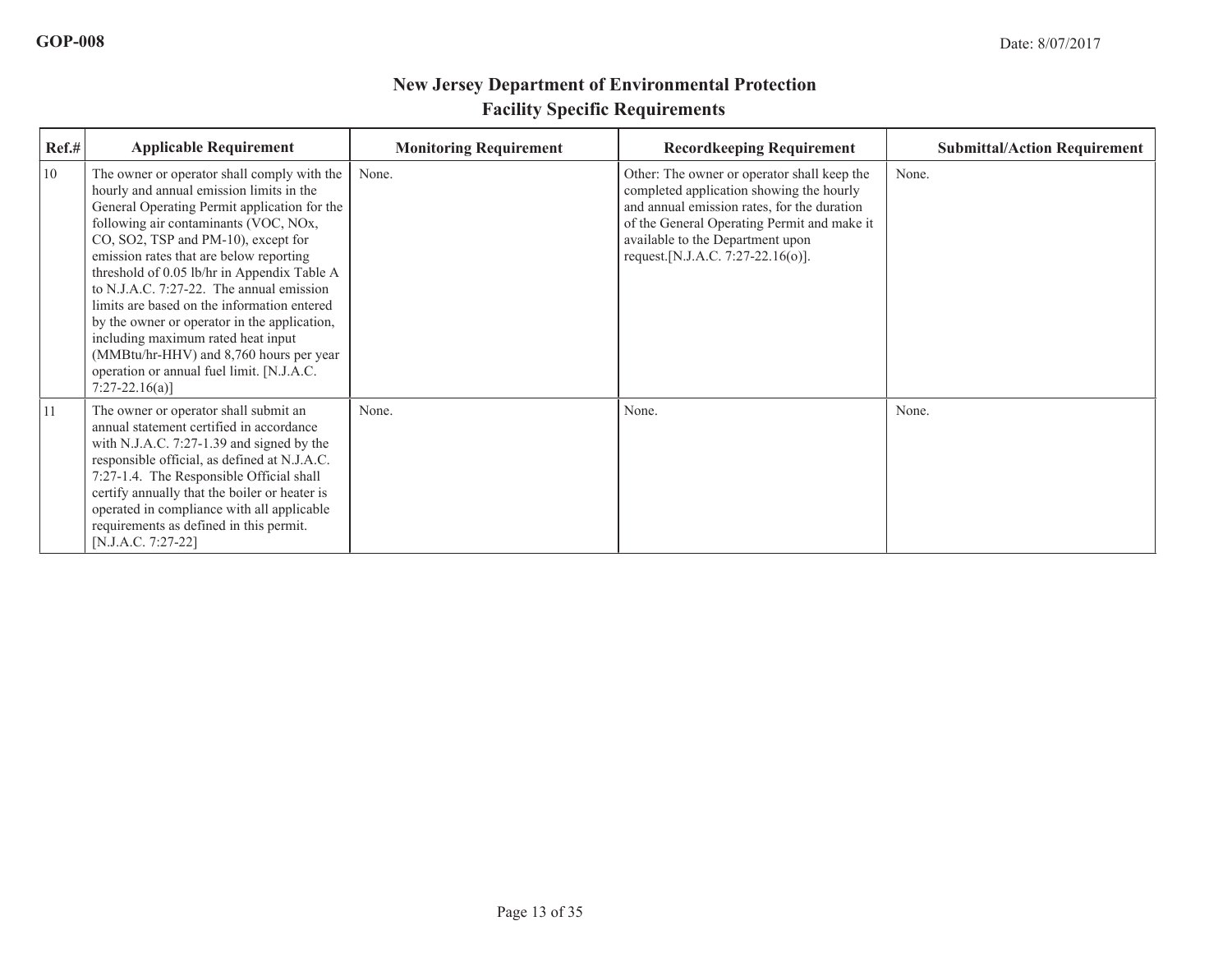## New Jersey Department of Environmental Protection
## Facility Specific Requirements

| Ref.# | Applicable Requirement | Monitoring Requirement | Recordkeeping Requirement | Submittal/Action Requirement |
|---|---|---|---|---|
| 10 | The owner or operator shall comply with the hourly and annual emission limits in the General Operating Permit application for the following air contaminants (VOC, NOx, CO, SO2, TSP and PM-10), except for emission rates that are below reporting threshold of 0.05 lb/hr in Appendix Table A to N.J.A.C. 7:27-22. The annual emission limits are based on the information entered by the owner or operator in the application, including maximum rated heat input (MMBtu/hr-HHV) and 8,760 hours per year operation or annual fuel limit. [N.J.A.C. 7:27-22.16(a)] | None. | Other: The owner or operator shall keep the completed application showing the hourly and annual emission rates, for the duration of the General Operating Permit and make it available to the Department upon request.[N.J.A.C. 7:27-22.16(o)]. | None. |
| 11 | The owner or operator shall submit an annual statement certified in accordance with N.J.A.C. 7:27-1.39 and signed by the responsible official, as defined at N.J.A.C. 7:27-1.4. The Responsible Official shall certify annually that the boiler or heater is operated in compliance with all applicable requirements as defined in this permit. [N.J.A.C. 7:27-22] | None. | None. | None. |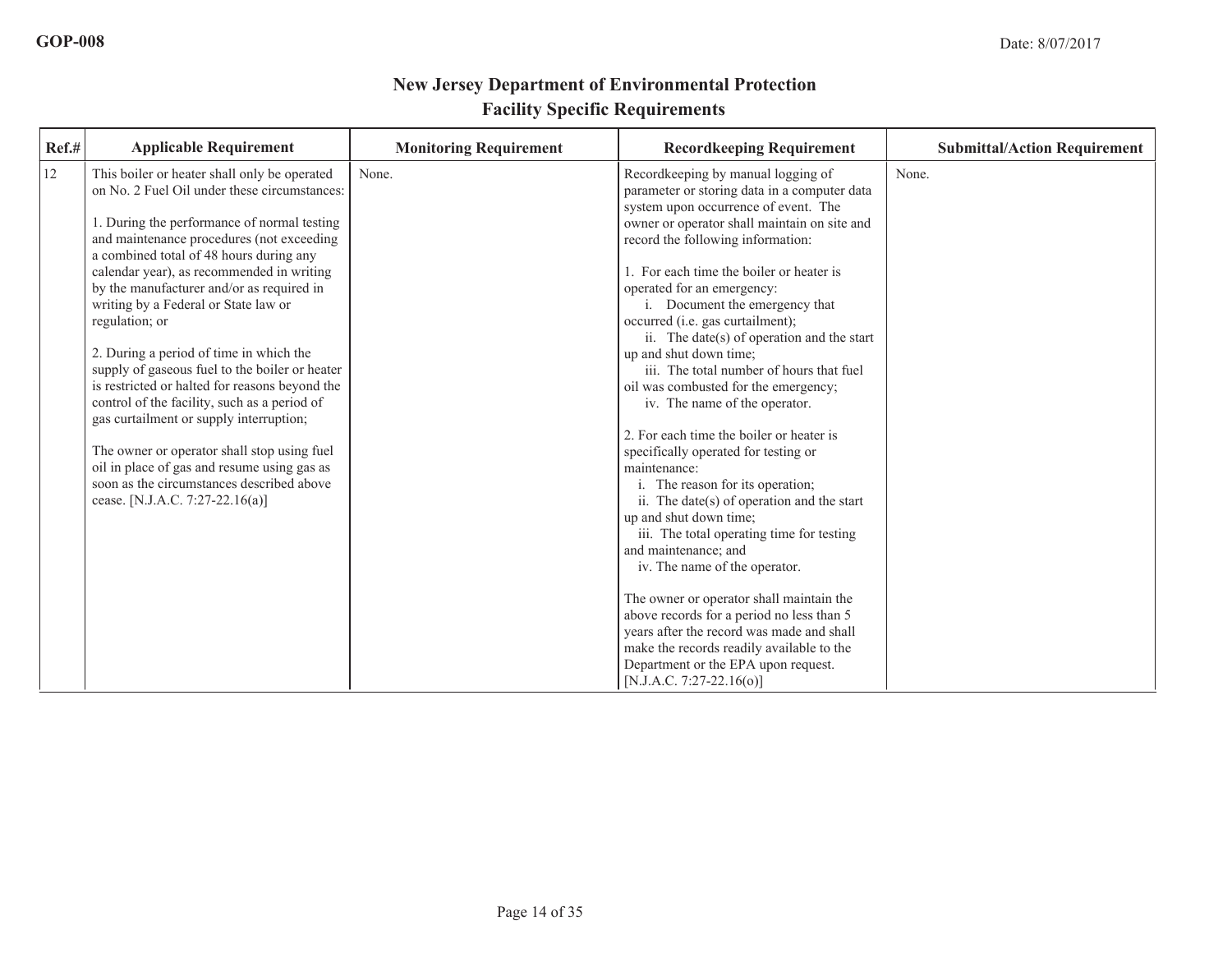## New Jersey Department of Environmental Protection
## Facility Specific Requirements

| Ref.# | Applicable Requirement | Monitoring Requirement | Recordkeeping Requirement | Submittal/Action Requirement |
|---|---|---|---|---|
| 12 | This boiler or heater shall only be operated on No. 2 Fuel Oil under these circumstances:<br><br>1. During the performance of normal testing and maintenance procedures (not exceeding a combined total of 48 hours during any calendar year), as recommended in writing by the manufacturer and/or as required in writing by a Federal or State law or regulation; or<br><br>2. During a period of time in which the supply of gaseous fuel to the boiler or heater is restricted or halted for reasons beyond the control of the facility, such as a period of gas curtailment or supply interruption;<br><br>The owner or operator shall stop using fuel oil in place of gas and resume using gas as soon as the circumstances described above cease. [N.J.A.C. 7:27-22.16(a)] | None. | Recordkeeping by manual logging of parameter or storing data in a computer data system upon occurrence of event. The owner or operator shall maintain on site and record the following information:<br><br>1. For each time the boiler or heater is operated for an emergency:<br>i. Document the emergency that occurred (i.e. gas curtailment);<br>ii. The date(s) of operation and the start up and shut down time;<br>iii. The total number of hours that fuel oil was combusted for the emergency;<br>iv. The name of the operator.<br><br>2. For each time the boiler or heater is specifically operated for testing or maintenance:<br>i. The reason for its operation;<br>ii. The date(s) of operation and the start up and shut down time;<br>iii. The total operating time for testing and maintenance; and<br>iv. The name of the operator.<br><br>The owner or operator shall maintain the above records for a period no less than 5 years after the record was made and shall make the records readily available to the Department or the EPA upon request. [N.J.A.C. 7:27-22.16(o)] | None. |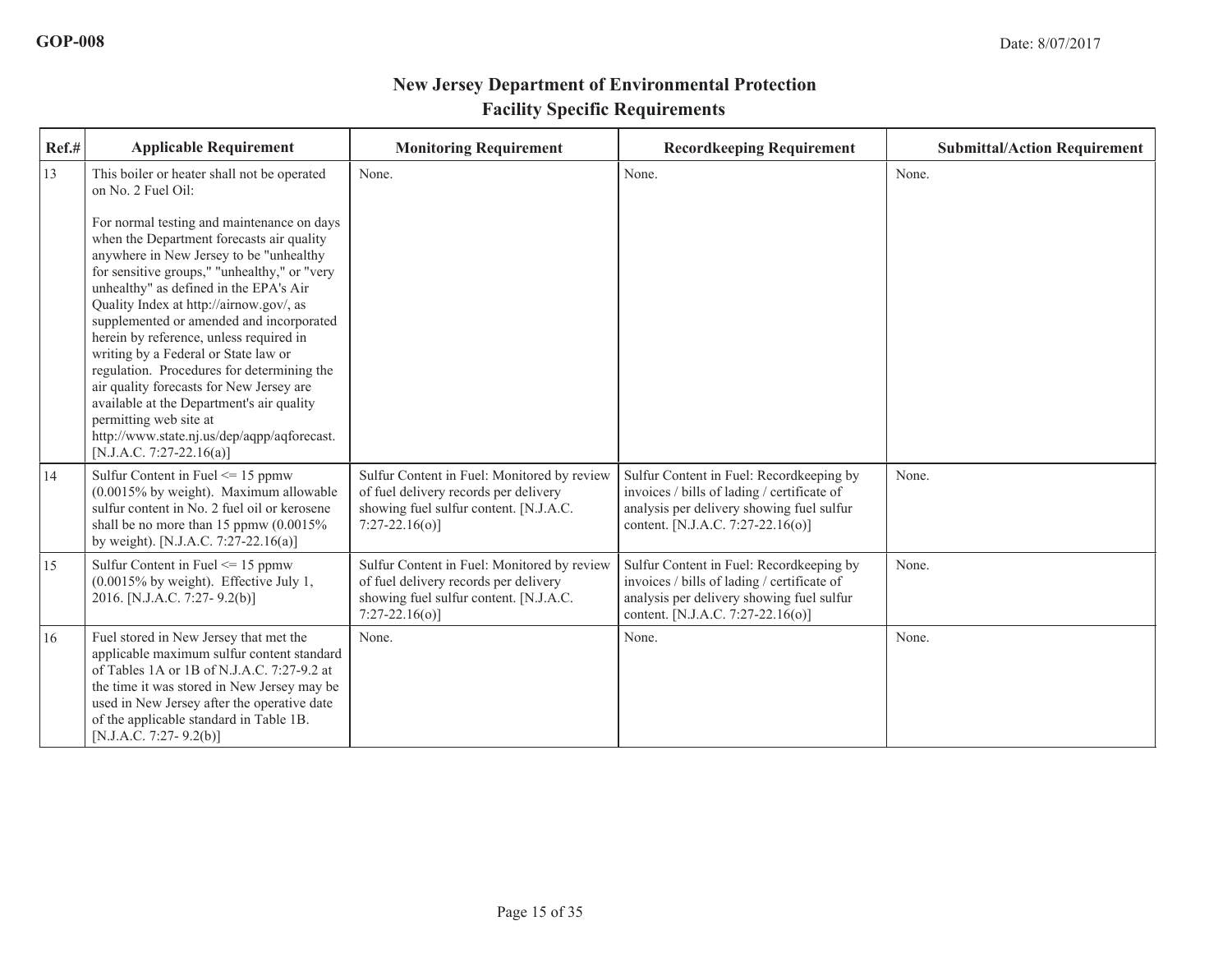# New Jersey Department of Environmental Protection
## Facility Specific Requirements

| Ref.# | Applicable Requirement | Monitoring Requirement | Recordkeeping Requirement | Submittal/Action Requirement |
|---|---|---|---|---|
| 13 | This boiler or heater shall not be operated on No. 2 Fuel Oil:<br><br>For normal testing and maintenance on days when the Department forecasts air quality anywhere in New Jersey to be "unhealthy for sensitive groups," "unhealthy," or "very unhealthy" as defined in the EPA's Air Quality Index at http://airnow.gov/, as supplemented or amended and incorporated herein by reference, unless required in writing by a Federal or State law or regulation. Procedures for determining the air quality forecasts for New Jersey are available at the Department's air quality permitting web site at http://www.state.nj.us/dep/aqpp/aqforecast. [N.J.A.C. 7:27-22.16(a)] | None. | None. | None. |
| 14 | Sulfur Content in Fuel <= 15 ppmw (0.0015% by weight). Maximum allowable sulfur content in No. 2 fuel oil or kerosene shall be no more than 15 ppmw (0.0015% by weight). [N.J.A.C. 7:27-22.16(a)] | Sulfur Content in Fuel: Monitored by review of fuel delivery records per delivery showing fuel sulfur content. [N.J.A.C. 7:27-22.16(o)] | Sulfur Content in Fuel: Recordkeeping by invoices / bills of lading / certificate of analysis per delivery showing fuel sulfur content. [N.J.A.C. 7:27-22.16(o)] | None. |
| 15 | Sulfur Content in Fuel <= 15 ppmw (0.0015% by weight). Effective July 1, 2016. [N.J.A.C. 7:27- 9.2(b)] | Sulfur Content in Fuel: Monitored by review of fuel delivery records per delivery showing fuel sulfur content. [N.J.A.C. 7:27-22.16(o)] | Sulfur Content in Fuel: Recordkeeping by invoices / bills of lading / certificate of analysis per delivery showing fuel sulfur content. [N.J.A.C. 7:27-22.16(o)] | None. |
| 16 | Fuel stored in New Jersey that met the applicable maximum sulfur content standard of Tables 1A or 1B of N.J.A.C. 7:27-9.2 at the time it was stored in New Jersey may be used in New Jersey after the operative date of the applicable standard in Table 1B. [N.J.A.C. 7:27- 9.2(b)] | None. | None. | None. |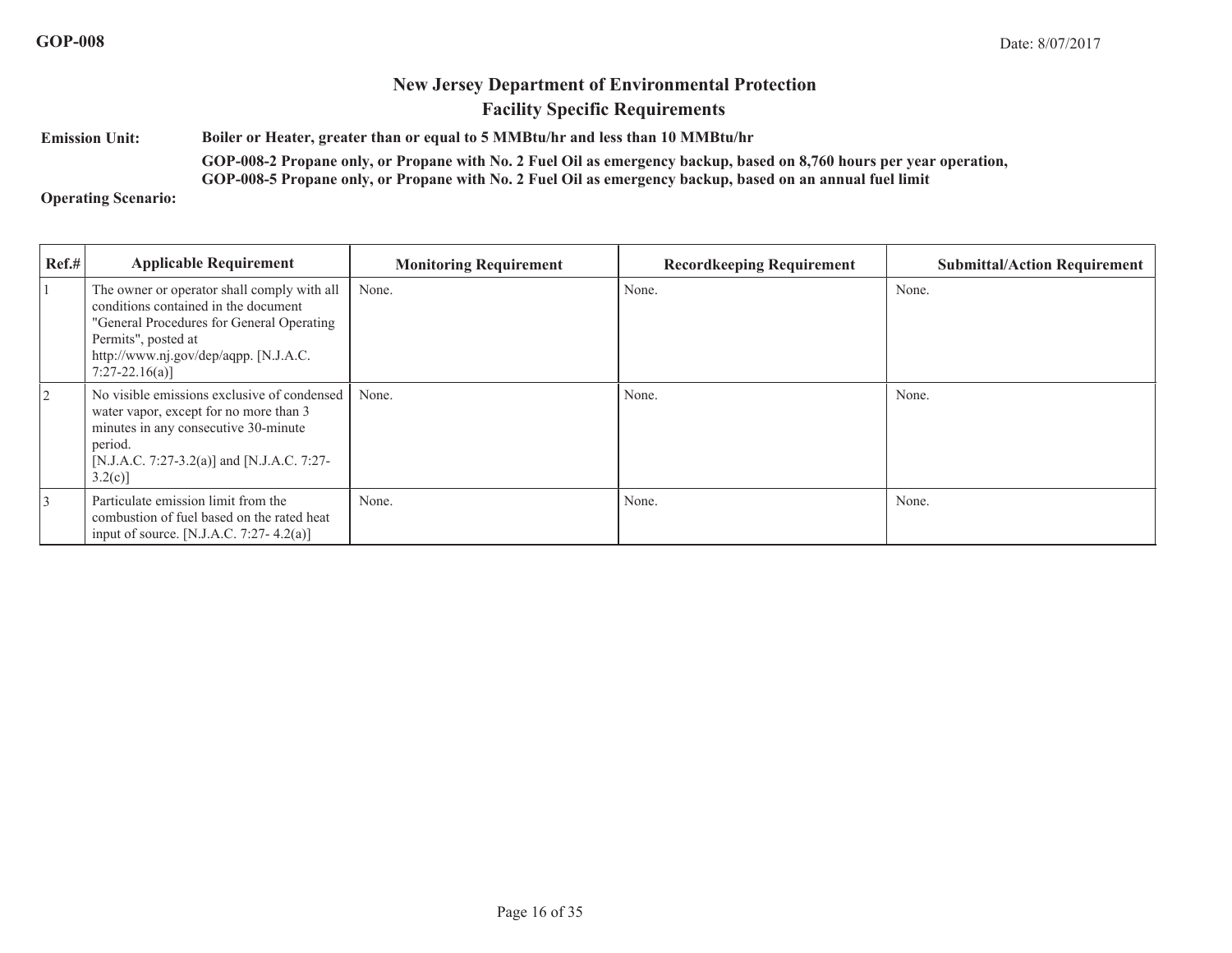## New Jersey Department of Environmental Protection
## Facility Specific Requirements

**Emission Unit:** **Boiler or Heater, greater than or equal to 5 MMBtu/hr and less than 10 MMBtu/hr**

**GOP-008-2 Propane only, or Propane with No. 2 Fuel Oil as emergency backup, based on 8,760 hours per year operation,**
**GOP-008-5 Propane only, or Propane with No. 2 Fuel Oil as emergency backup, based on an annual fuel limit**

**Operating Scenario:**

| Ref.# | Applicable Requirement | Monitoring Requirement | Recordkeeping Requirement | Submittal/Action Requirement |
|---|---|---|---|---|
| 1 | The owner or operator shall comply with all conditions contained in the document "General Procedures for General Operating Permits", posted at http://www.nj.gov/dep/aqpp. [N.J.A.C. 7:27-22.16(a)] | None. | None. | None. |
| 2 | No visible emissions exclusive of condensed water vapor, except for no more than 3 minutes in any consecutive 30-minute period. [N.J.A.C. 7:27-3.2(a)] and [N.J.A.C. 7:27-3.2(c)] | None. | None. | None. |
| 3 | Particulate emission limit from the combustion of fuel based on the rated heat input of source. [N.J.A.C. 7:27- 4.2(a)] | None. | None. | None. |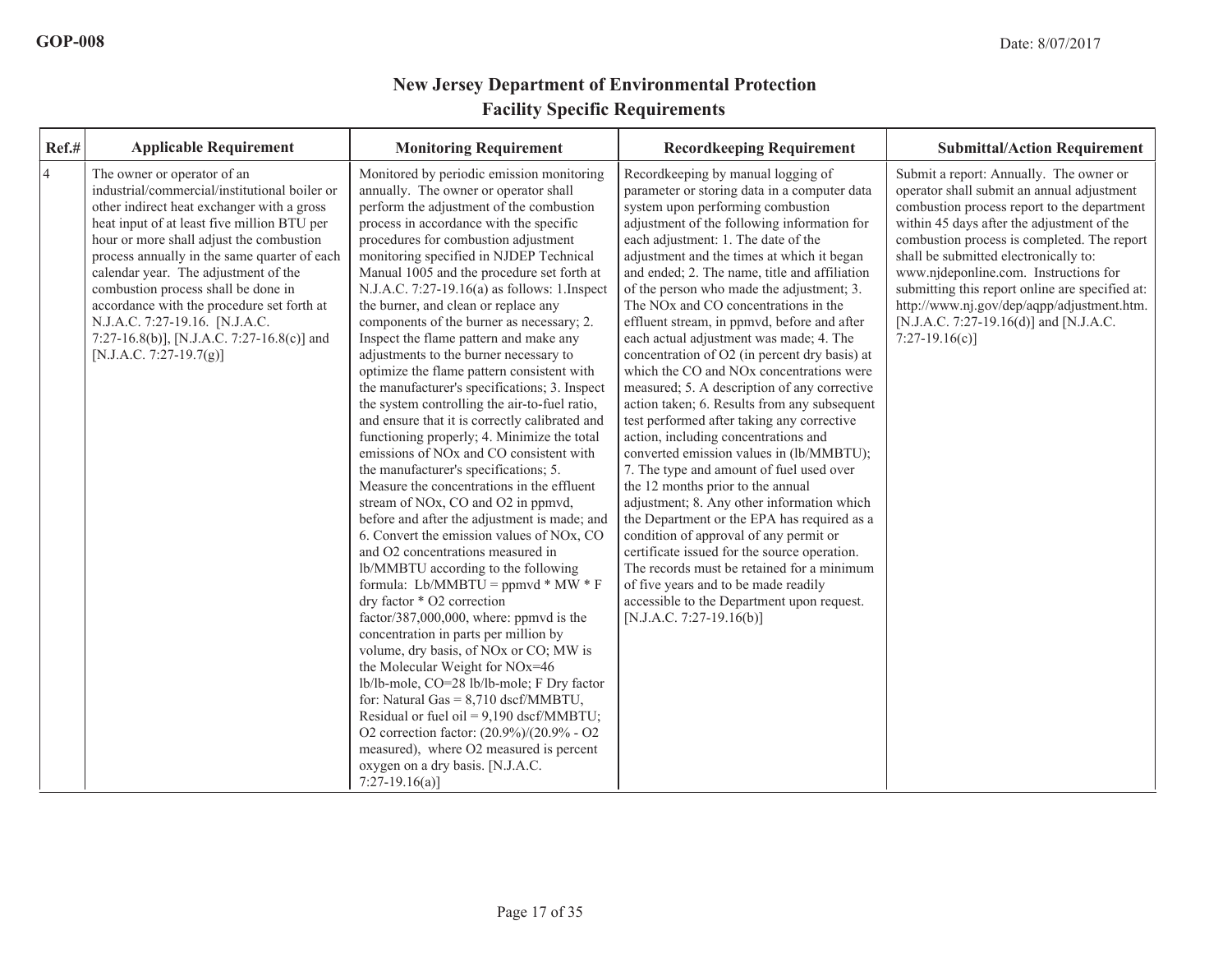GOP-008

Date: 8/07/2017

# New Jersey Department of Environmental Protection
## Facility Specific Requirements

| Ref.# | Applicable Requirement | Monitoring Requirement | Recordkeeping Requirement | Submittal/Action Requirement |
|---|---|---|---|---|
| 4 | The owner or operator of an industrial/commercial/institutional boiler or other indirect heat exchanger with a gross heat input of at least five million BTU per hour or more shall adjust the combustion process annually in the same quarter of each calendar year. The adjustment of the combustion process shall be done in accordance with the procedure set forth at N.J.A.C. 7:27-19.16. [N.J.A.C. 7:27-16.8(b)], [N.J.A.C. 7:27-16.8(c)] and [N.J.A.C. 7:27-19.7(g)] | Monitored by periodic emission monitoring annually. The owner or operator shall perform the adjustment of the combustion process in accordance with the specific procedures for combustion adjustment monitoring specified in NJDEP Technical Manual 1005 and the procedure set forth at N.J.A.C. 7:27-19.16(a) as follows: 1.Inspect the burner, and clean or replace any components of the burner as necessary; 2. Inspect the flame pattern and make any adjustments to the burner necessary to optimize the flame pattern consistent with the manufacturer's specifications; 3. Inspect the system controlling the air-to-fuel ratio, and ensure that it is correctly calibrated and functioning properly; 4. Minimize the total emissions of NOx and CO consistent with the manufacturer's specifications; 5. Measure the concentrations in the effluent stream of NOx, CO and O2 in ppmvd, before and after the adjustment is made; and 6. Convert the emission values of NOx, CO and O2 concentrations measured in lb/MMBTU according to the following formula: Lb/MMBTU = ppmvd * MW * F dry factor * O2 correction factor/387,000,000, where: ppmvd is the concentration in parts per million by volume, dry basis, of NOx or CO; MW is the Molecular Weight for NOx=46 lb/lb-mole, CO=28 lb/lb-mole; F Dry factor for: Natural Gas = 8,710 dscf/MMBTU, Residual or fuel oil = 9,190 dscf/MMBTU; O2 correction factor: (20.9%)/(20.9% - O2 measured), where O2 measured is percent oxygen on a dry basis. [N.J.A.C. 7:27-19.16(a)] | Recordkeeping by manual logging of parameter or storing data in a computer data system upon performing combustion adjustment of the following information for each adjustment: 1. The date of the adjustment and the times at which it began and ended; 2. The name, title and affiliation of the person who made the adjustment; 3. The NOx and CO concentrations in the effluent stream, in ppmvd, before and after each actual adjustment was made; 4. The concentration of O2 (in percent dry basis) at which the CO and NOx concentrations were measured; 5. A description of any corrective action taken; 6. Results from any subsequent test performed after taking any corrective action, including concentrations and converted emission values in (lb/MMBTU); 7. The type and amount of fuel used over the 12 months prior to the annual adjustment; 8. Any other information which the Department or the EPA has required as a condition of approval of any permit or certificate issued for the source operation. The records must be retained for a minimum of five years and to be made readily accessible to the Department upon request. [N.J.A.C. 7:27-19.16(b)] | Submit a report: Annually. The owner or operator shall submit an annual adjustment combustion process report to the department within 45 days after the adjustment of the combustion process is completed. The report shall be submitted electronically to: www.njdeponline.com. Instructions for submitting this report online are specified at: http://www.nj.gov/dep/aqpp/adjustment.htm. [N.J.A.C. 7:27-19.16(d)] and [N.J.A.C. 7:27-19.16(c)] |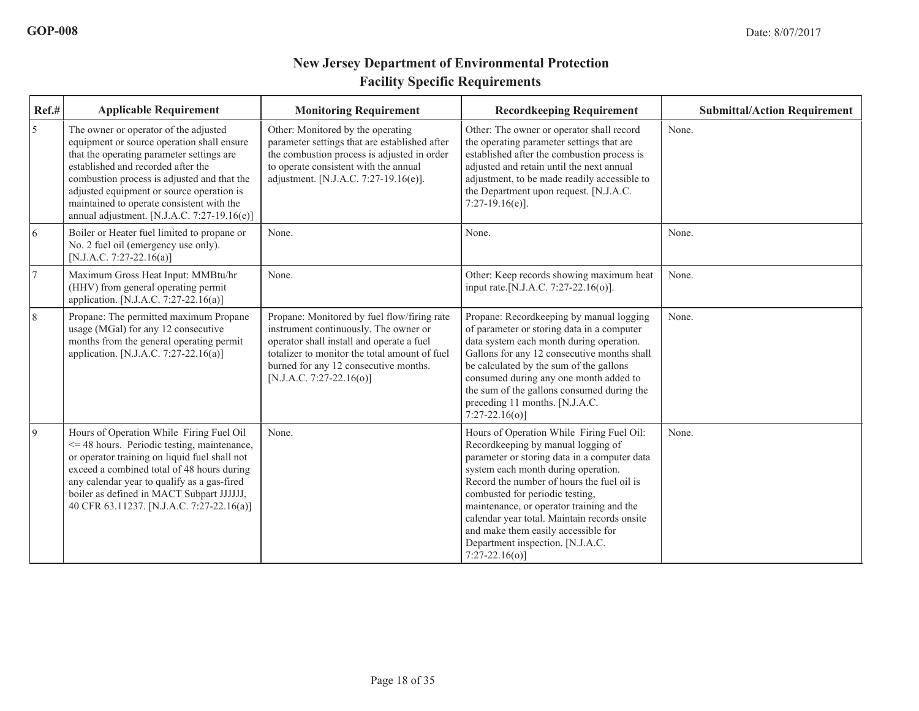## New Jersey Department of Environmental Protection
## Facility Specific Requirements

| Ref.# | Applicable Requirement | Monitoring Requirement | Recordkeeping Requirement | Submittal/Action Requirement |
|---|---|---|---|---|
| 5 | The owner or operator of the adjusted equipment or source operation shall ensure that the operating parameter settings are established and recorded after the combustion process is adjusted and that the adjusted equipment or source operation is maintained to operate consistent with the annual adjustment. [N.J.A.C. 7:27-19.16(e)] | Other: Monitored by the operating parameter settings that are established after the combustion process is adjusted in order to operate consistent with the annual adjustment. [N.J.A.C. 7:27-19.16(e)]. | Other: The owner or operator shall record the operating parameter settings that are established after the combustion process is adjusted and retain until the next annual adjustment, to be made readily accessible to the Department upon request. [N.J.A.C. 7:27-19.16(e)]. | None. |
| 6 | Boiler or Heater fuel limited to propane or No. 2 fuel oil (emergency use only). [N.J.A.C. 7:27-22.16(a)] | None. | None. | None. |
| 7 | Maximum Gross Heat Input: MMBtu/hr (HHV) from general operating permit application. [N.J.A.C. 7:27-22.16(a)] | None. | Other: Keep records showing maximum heat input rate.[N.J.A.C. 7:27-22.16(o)]. | None. |
| 8 | Propane: The permitted maximum Propane usage (MGal) for any 12 consecutive months from the general operating permit application. [N.J.A.C. 7:27-22.16(a)] | Propane: Monitored by fuel flow/firing rate instrument continuously. The owner or operator shall install and operate a fuel totalizer to monitor the total amount of fuel burned for any 12 consecutive months. [N.J.A.C. 7:27-22.16(o)] | Propane: Recordkeeping by manual logging of parameter or storing data in a computer data system each month during operation. Gallons for any 12 consecutive months shall be calculated by the sum of the gallons consumed during any one month added to the sum of the gallons consumed during the preceding 11 months. [N.J.A.C. 7:27-22.16(o)] | None. |
| 9 | Hours of Operation While Firing Fuel Oil <= 48 hours. Periodic testing, maintenance, or operator training on liquid fuel shall not exceed a combined total of 48 hours during any calendar year to qualify as a gas-fired boiler as defined in MACT Subpart JJJJJJ, 40 CFR 63.11237. [N.J.A.C. 7:27-22.16(a)] | None. | Hours of Operation While Firing Fuel Oil: Recordkeeping by manual logging of parameter or storing data in a computer data system each month during operation. Record the number of hours the fuel oil is combusted for periodic testing, maintenance, or operator training and the calendar year total. Maintain records onsite and make them easily accessible for Department inspection. [N.J.A.C. 7:27-22.16(o)] | None. |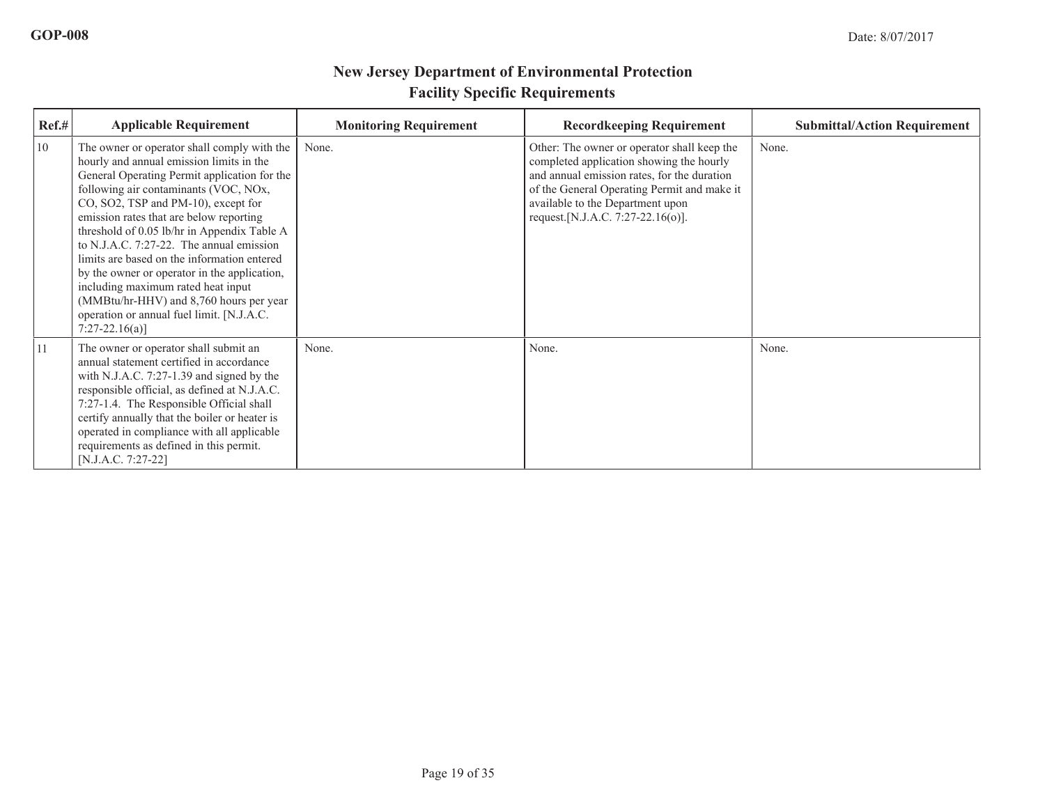# New Jersey Department of Environmental Protection
## Facility Specific Requirements

| Ref.# | Applicable Requirement | Monitoring Requirement | Recordkeeping Requirement | Submittal/Action Requirement |
|---|---|---|---|---|
| 10 | The owner or operator shall comply with the hourly and annual emission limits in the General Operating Permit application for the following air contaminants (VOC, NOx, CO, SO2, TSP and PM-10), except for emission rates that are below reporting threshold of 0.05 lb/hr in Appendix Table A to N.J.A.C. 7:27-22. The annual emission limits are based on the information entered by the owner or operator in the application, including maximum rated heat input (MMBtu/hr-HHV) and 8,760 hours per year operation or annual fuel limit. [N.J.A.C. 7:27-22.16(a)] | None. | Other: The owner or operator shall keep the completed application showing the hourly and annual emission rates, for the duration of the General Operating Permit and make it available to the Department upon request.[N.J.A.C. 7:27-22.16(o)]. | None. |
| 11 | The owner or operator shall submit an annual statement certified in accordance with N.J.A.C. 7:27-1.39 and signed by the responsible official, as defined at N.J.A.C. 7:27-1.4. The Responsible Official shall certify annually that the boiler or heater is operated in compliance with all applicable requirements as defined in this permit. [N.J.A.C. 7:27-22] | None. | None. | None. |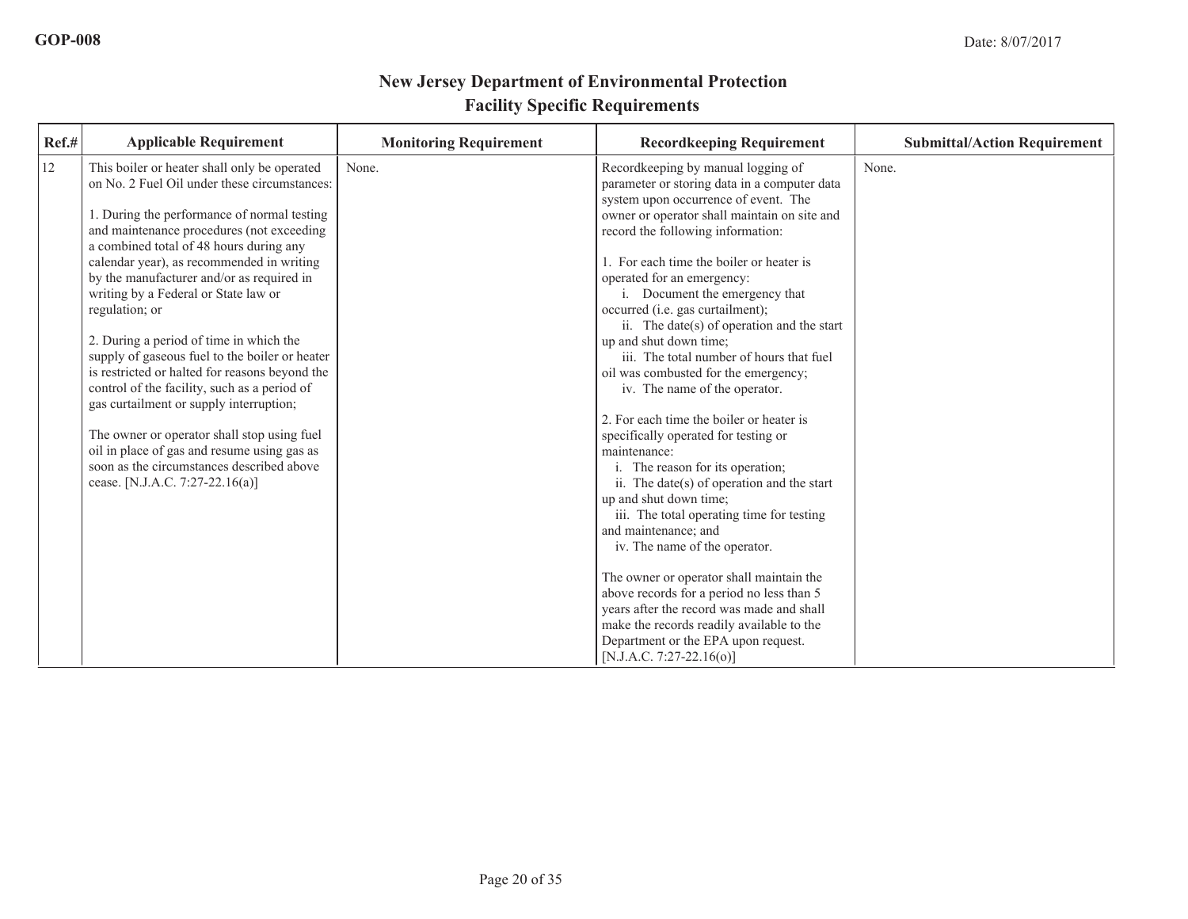# New Jersey Department of Environmental Protection
## Facility Specific Requirements

| Ref.# | Applicable Requirement | Monitoring Requirement | Recordkeeping Requirement | Submittal/Action Requirement |
|---|---|---|---|---|
| 12 | This boiler or heater shall only be operated on No. 2 Fuel Oil under these circumstances:<br><br>1. During the performance of normal testing and maintenance procedures (not exceeding a combined total of 48 hours during any calendar year), as recommended in writing by the manufacturer and/or as required in writing by a Federal or State law or regulation; or<br><br>2. During a period of time in which the supply of gaseous fuel to the boiler or heater is restricted or halted for reasons beyond the control of the facility, such as a period of gas curtailment or supply interruption;<br><br>The owner or operator shall stop using fuel oil in place of gas and resume using gas as soon as the circumstances described above cease. [N.J.A.C. 7:27-22.16(a)] | None. | Recordkeeping by manual logging of parameter or storing data in a computer data system upon occurrence of event. The owner or operator shall maintain on site and record the following information:<br><br>1. For each time the boiler or heater is operated for an emergency:<br>i. Document the emergency that occurred (i.e. gas curtailment);<br>ii. The date(s) of operation and the start up and shut down time;<br>iii. The total number of hours that fuel oil was combusted for the emergency;<br>iv. The name of the operator.<br><br>2. For each time the boiler or heater is specifically operated for testing or maintenance:<br>i. The reason for its operation;<br>ii. The date(s) of operation and the start up and shut down time;<br>iii. The total operating time for testing and maintenance; and<br>iv. The name of the operator.<br><br>The owner or operator shall maintain the above records for a period no less than 5 years after the record was made and shall make the records readily available to the Department or the EPA upon request. [N.J.A.C. 7:27-22.16(o)] | None. |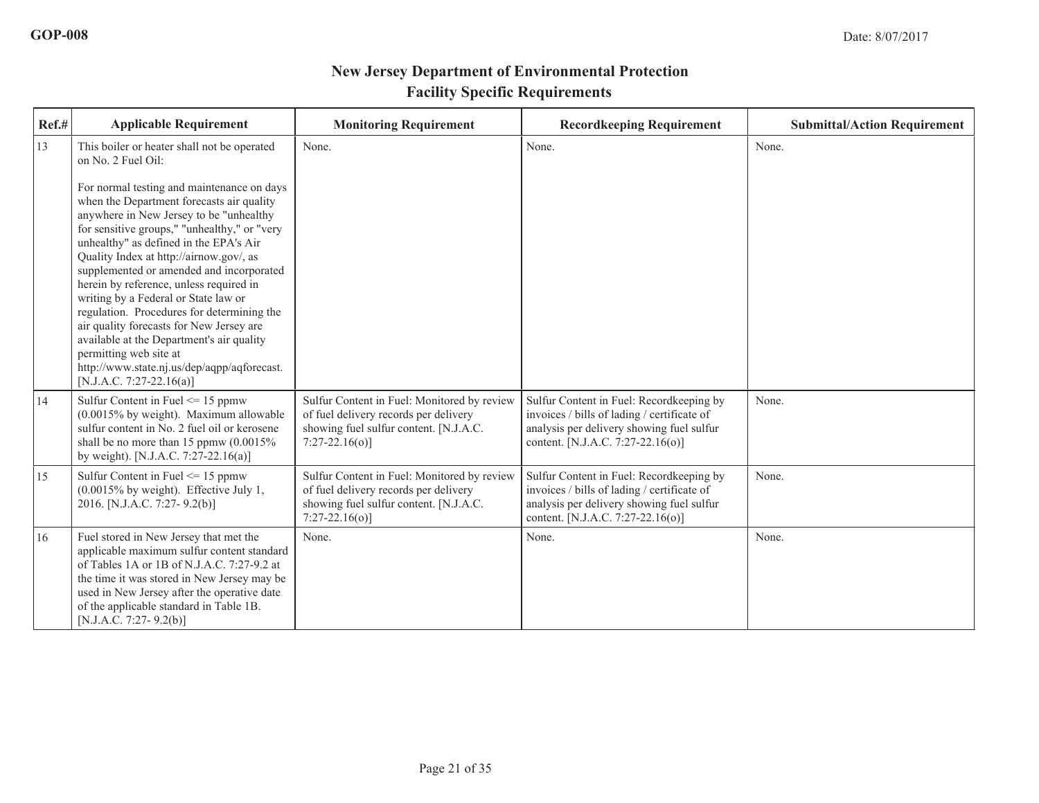## New Jersey Department of Environmental Protection
## Facility Specific Requirements

| Ref.# | Applicable Requirement | Monitoring Requirement | Recordkeeping Requirement | Submittal/Action Requirement |
|---|---|---|---|---|
| 13 | This boiler or heater shall not be operated on No. 2 Fuel Oil:<br><br>For normal testing and maintenance on days when the Department forecasts air quality anywhere in New Jersey to be "unhealthy for sensitive groups," "unhealthy," or "very unhealthy" as defined in the EPA's Air Quality Index at http://airnow.gov/, as supplemented or amended and incorporated herein by reference, unless required in writing by a Federal or State law or regulation. Procedures for determining the air quality forecasts for New Jersey are available at the Department's air quality permitting web site at http://www.state.nj.us/dep/aqpp/aqforecast. [N.J.A.C. 7:27-22.16(a)] | None. | None. | None. |
| 14 | Sulfur Content in Fuel <= 15 ppmw (0.0015% by weight). Maximum allowable sulfur content in No. 2 fuel oil or kerosene shall be no more than 15 ppmw (0.0015% by weight). [N.J.A.C. 7:27-22.16(a)] | Sulfur Content in Fuel: Monitored by review of fuel delivery records per delivery showing fuel sulfur content. [N.J.A.C. 7:27-22.16(o)] | Sulfur Content in Fuel: Recordkeeping by invoices / bills of lading / certificate of analysis per delivery showing fuel sulfur content. [N.J.A.C. 7:27-22.16(o)] | None. |
| 15 | Sulfur Content in Fuel <= 15 ppmw (0.0015% by weight). Effective July 1, 2016. [N.J.A.C. 7:27- 9.2(b)] | Sulfur Content in Fuel: Monitored by review of fuel delivery records per delivery showing fuel sulfur content. [N.J.A.C. 7:27-22.16(o)] | Sulfur Content in Fuel: Recordkeeping by invoices / bills of lading / certificate of analysis per delivery showing fuel sulfur content. [N.J.A.C. 7:27-22.16(o)] | None. |
| 16 | Fuel stored in New Jersey that met the applicable maximum sulfur content standard of Tables 1A or 1B of N.J.A.C. 7:27-9.2 at the time it was stored in New Jersey may be used in New Jersey after the operative date of the applicable standard in Table 1B. [N.J.A.C. 7:27- 9.2(b)] | None. | None. | None. |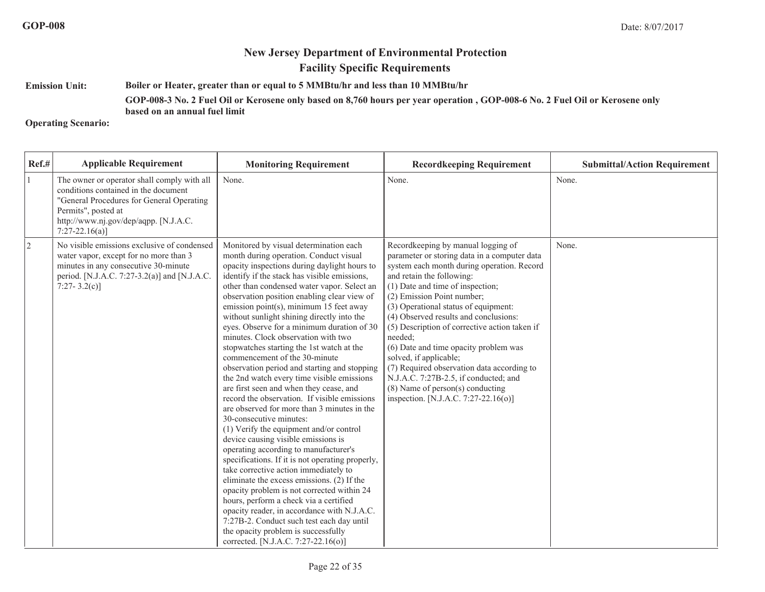GOP-008

Date: 8/07/2017

## New Jersey Department of Environmental Protection
## Facility Specific Requirements

**Emission Unit:** **Boiler or Heater, greater than or equal to 5 MMBtu/hr and less than 10 MMBtu/hr**

**GOP-008-3 No. 2 Fuel Oil or Kerosene only based on 8,760 hours per year operation , GOP-008-6 No. 2 Fuel Oil or Kerosene only based on an annual fuel limit**

**Operating Scenario:**

| Ref.# | Applicable Requirement | Monitoring Requirement | Recordkeeping Requirement | Submittal/Action Requirement |
|---|---|---|---|---|
| 1 | The owner or operator shall comply with all conditions contained in the document "General Procedures for General Operating Permits", posted at http://www.nj.gov/dep/aqpp. [N.J.A.C. 7:27-22.16(a)] | None. | None. | None. |
| 2 | No visible emissions exclusive of condensed water vapor, except for no more than 3 minutes in any consecutive 30-minute period. [N.J.A.C. 7:27-3.2(a)] and [N.J.A.C. 7:27- 3.2(c)] | Monitored by visual determination each month during operation. Conduct visual opacity inspections during daylight hours to identify if the stack has visible emissions, other than condensed water vapor. Select an observation position enabling clear view of emission point(s), minimum 15 feet away without sunlight shining directly into the eyes. Observe for a minimum duration of 30 minutes. Clock observation with two stopwatches starting the 1st watch at the commencement of the 30-minute observation period and starting and stopping the 2nd watch every time visible emissions are first seen and when they cease, and record the observation. If visible emissions are observed for more than 3 minutes in the 30-consecutive minutes:<br>(1) Verify the equipment and/or control device causing visible emissions is operating according to manufacturer's specifications. If it is not operating properly, take corrective action immediately to eliminate the excess emissions. (2) If the opacity problem is not corrected within 24 hours, perform a check via a certified opacity reader, in accordance with N.J.A.C. 7:27B-2. Conduct such test each day until the opacity problem is successfully corrected. [N.J.A.C. 7:27-22.16(o)] | Recordkeeping by manual logging of parameter or storing data in a computer data system each month during operation. Record and retain the following:<br>(1) Date and time of inspection;<br>(2) Emission Point number;<br>(3) Operational status of equipment:<br>(4) Observed results and conclusions:<br>(5) Description of corrective action taken if needed;<br>(6) Date and time opacity problem was solved, if applicable;<br>(7) Required observation data according to N.J.A.C. 7:27B-2.5, if conducted; and<br>(8) Name of person(s) conducting inspection. [N.J.A.C. 7:27-22.16(o)] | None. |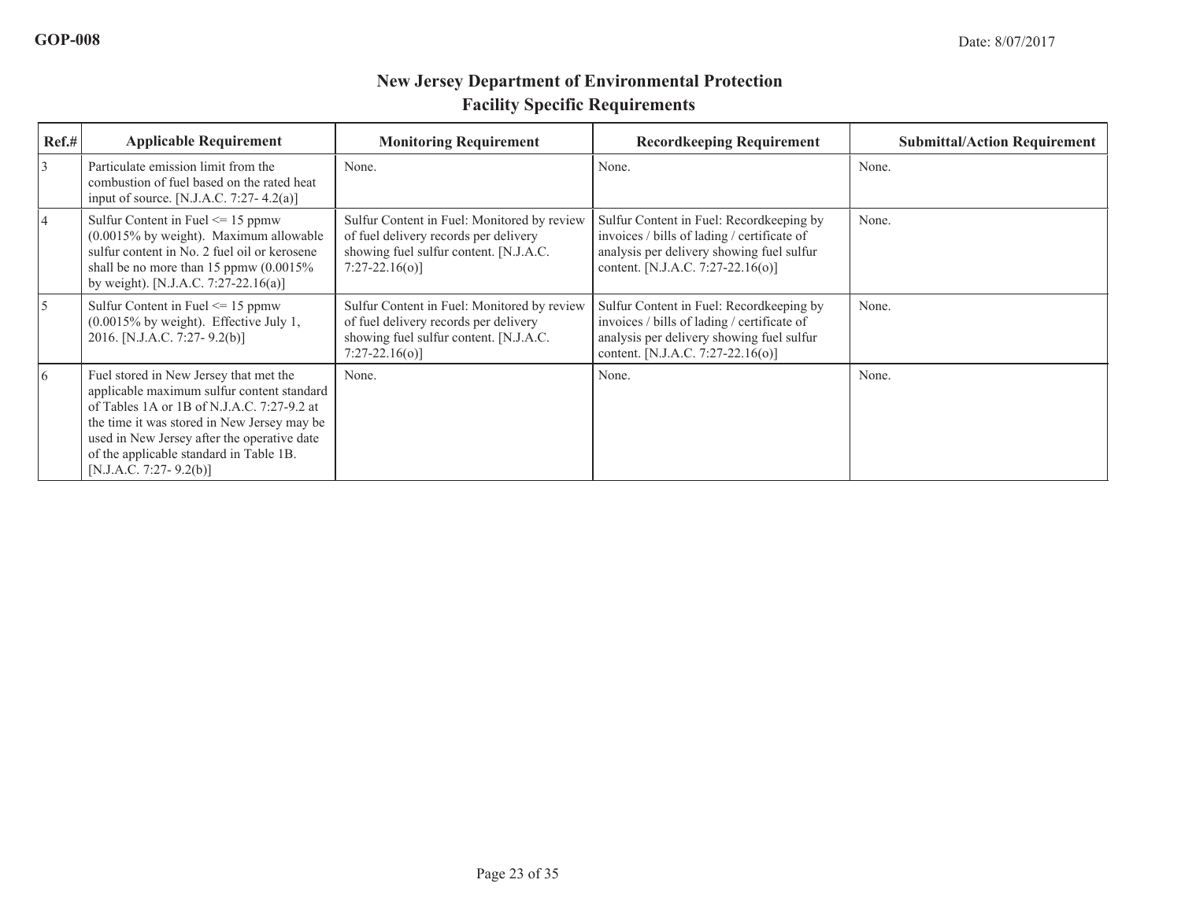## New Jersey Department of Environmental Protection
## Facility Specific Requirements

| Ref.# | Applicable Requirement | Monitoring Requirement | Recordkeeping Requirement | Submittal/Action Requirement |
|---|---|---|---|---|
| 3 | Particulate emission limit from the combustion of fuel based on the rated heat input of source. [N.J.A.C. 7:27- 4.2(a)] | None. | None. | None. |
| 4 | Sulfur Content in Fuel <= 15 ppmw (0.0015% by weight). Maximum allowable sulfur content in No. 2 fuel oil or kerosene shall be no more than 15 ppmw (0.0015% by weight). [N.J.A.C. 7:27-22.16(a)] | Sulfur Content in Fuel: Monitored by review of fuel delivery records per delivery showing fuel sulfur content. [N.J.A.C. 7:27-22.16(o)] | Sulfur Content in Fuel: Recordkeeping by invoices / bills of lading / certificate of analysis per delivery showing fuel sulfur content. [N.J.A.C. 7:27-22.16(o)] | None. |
| 5 | Sulfur Content in Fuel <= 15 ppmw (0.0015% by weight). Effective July 1, 2016. [N.J.A.C. 7:27- 9.2(b)] | Sulfur Content in Fuel: Monitored by review of fuel delivery records per delivery showing fuel sulfur content. [N.J.A.C. 7:27-22.16(o)] | Sulfur Content in Fuel: Recordkeeping by invoices / bills of lading / certificate of analysis per delivery showing fuel sulfur content. [N.J.A.C. 7:27-22.16(o)] | None. |
| 6 | Fuel stored in New Jersey that met the applicable maximum sulfur content standard of Tables 1A or 1B of N.J.A.C. 7:27-9.2 at the time it was stored in New Jersey may be used in New Jersey after the operative date of the applicable standard in Table 1B. [N.J.A.C. 7:27- 9.2(b)] | None. | None. | None. |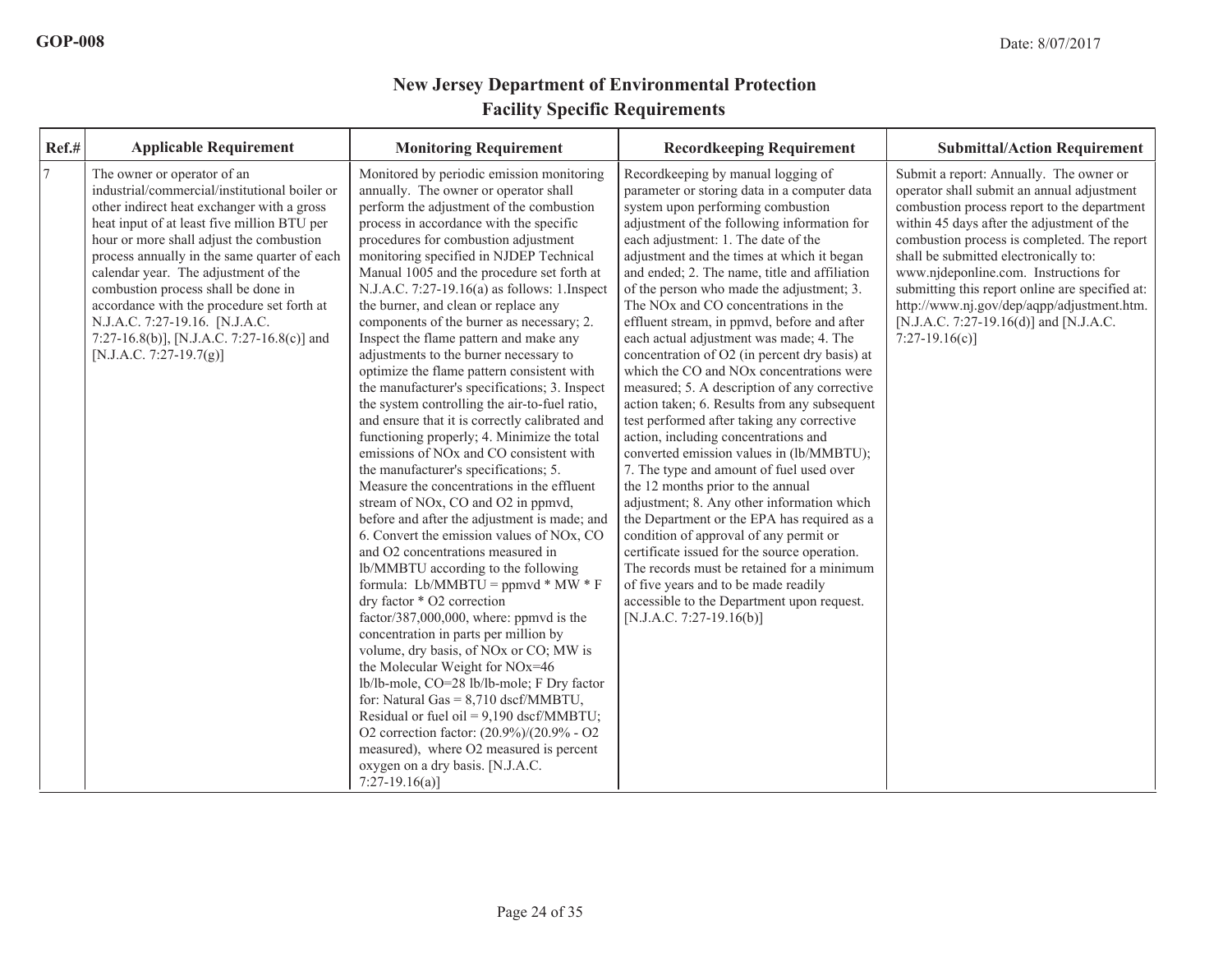# New Jersey Department of Environmental Protection
## Facility Specific Requirements

| Ref.# | Applicable Requirement | Monitoring Requirement | Recordkeeping Requirement | Submittal/Action Requirement |
|---|---|---|---|---|
| 7 | The owner or operator of an industrial/commercial/institutional boiler or other indirect heat exchanger with a gross heat input of at least five million BTU per hour or more shall adjust the combustion process annually in the same quarter of each calendar year. The adjustment of the combustion process shall be done in accordance with the procedure set forth at N.J.A.C. 7:27-19.16. [N.J.A.C. 7:27-16.8(b)], [N.J.A.C. 7:27-16.8(c)] and [N.J.A.C. 7:27-19.7(g)] | Monitored by periodic emission monitoring annually. The owner or operator shall perform the adjustment of the combustion process in accordance with the specific procedures for combustion adjustment monitoring specified in NJDEP Technical Manual 1005 and the procedure set forth at N.J.A.C. 7:27-19.16(a) as follows: 1.Inspect the burner, and clean or replace any components of the burner as necessary; 2. Inspect the flame pattern and make any adjustments to the burner necessary to optimize the flame pattern consistent with the manufacturer's specifications; 3. Inspect the system controlling the air-to-fuel ratio, and ensure that it is correctly calibrated and functioning properly; 4. Minimize the total emissions of NOx and CO consistent with the manufacturer's specifications; 5. Measure the concentrations in the effluent stream of NOx, CO and O2 in ppmvd, before and after the adjustment is made; and 6. Convert the emission values of NOx, CO and O2 concentrations measured in lb/MMBTU according to the following formula: Lb/MMBTU = ppmvd * MW * F dry factor * O2 correction factor/387,000,000, where: ppmvd is the concentration in parts per million by volume, dry basis, of NOx or CO; MW is the Molecular Weight for NOx=46 lb/lb-mole, CO=28 lb/lb-mole; F Dry factor for: Natural Gas = 8,710 dscf/MMBTU, Residual or fuel oil = 9,190 dscf/MMBTU; O2 correction factor: (20.9%)/(20.9% - O2 measured), where O2 measured is percent oxygen on a dry basis. [N.J.A.C. 7:27-19.16(a)] | Recordkeeping by manual logging of parameter or storing data in a computer data system upon performing combustion adjustment of the following information for each adjustment: 1. The date of the adjustment and the times at which it began and ended; 2. The name, title and affiliation of the person who made the adjustment; 3. The NOx and CO concentrations in the effluent stream, in ppmvd, before and after each actual adjustment was made; 4. The concentration of O2 (in percent dry basis) at which the CO and NOx concentrations were measured; 5. A description of any corrective action taken; 6. Results from any subsequent test performed after taking any corrective action, including concentrations and converted emission values in (lb/MMBTU); 7. The type and amount of fuel used over the 12 months prior to the annual adjustment; 8. Any other information which the Department or the EPA has required as a condition of approval of any permit or certificate issued for the source operation. The records must be retained for a minimum of five years and to be made readily accessible to the Department upon request. [N.J.A.C. 7:27-19.16(b)] | Submit a report: Annually. The owner or operator shall submit an annual adjustment combustion process report to the department within 45 days after the adjustment of the combustion process is completed. The report shall be submitted electronically to: www.njdeponline.com. Instructions for submitting this report online are specified at: http://www.nj.gov/dep/aqpp/adjustment.htm. [N.J.A.C. 7:27-19.16(d)] and [N.J.A.C. 7:27-19.16(c)] |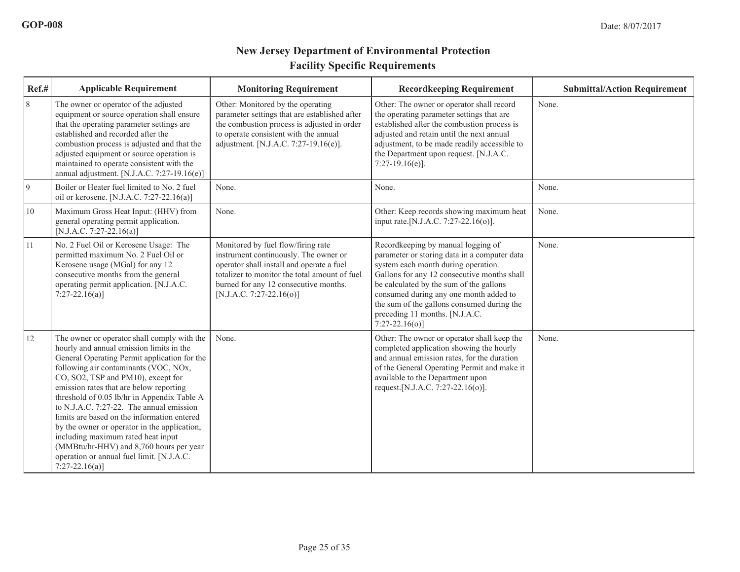## New Jersey Department of Environmental Protection
## Facility Specific Requirements

| Ref.# | Applicable Requirement | Monitoring Requirement | Recordkeeping Requirement | Submittal/Action Requirement |
|---|---|---|---|---|
| 8 | The owner or operator of the adjusted equipment or source operation shall ensure that the operating parameter settings are established and recorded after the combustion process is adjusted and that the adjusted equipment or source operation is maintained to operate consistent with the annual adjustment. [N.J.A.C. 7:27-19.16(e)] | Other: Monitored by the operating parameter settings that are established after the combustion process is adjusted in order to operate consistent with the annual adjustment. [N.J.A.C. 7:27-19.16(e)]. | Other: The owner or operator shall record the operating parameter settings that are established after the combustion process is adjusted and retain until the next annual adjustment, to be made readily accessible to the Department upon request. [N.J.A.C. 7:27-19.16(e)]. | None. |
| 9 | Boiler or Heater fuel limited to No. 2 fuel oil or kerosene. [N.J.A.C. 7:27-22.16(a)] | None. | None. | None. |
| 10 | Maximum Gross Heat Input: (HHV) from general operating permit application. [N.J.A.C. 7:27-22.16(a)] | None. | Other: Keep records showing maximum heat input rate.[N.J.A.C. 7:27-22.16(o)]. | None. |
| 11 | No. 2 Fuel Oil or Kerosene Usage: The permitted maximum No. 2 Fuel Oil or Kerosene usage (MGal) for any 12 consecutive months from the general operating permit application. [N.J.A.C. 7:27-22.16(a)] | Monitored by fuel flow/firing rate instrument continuously. The owner or operator shall install and operate a fuel totalizer to monitor the total amount of fuel burned for any 12 consecutive months. [N.J.A.C. 7:27-22.16(o)] | Recordkeeping by manual logging of parameter or storing data in a computer data system each month during operation. Gallons for any 12 consecutive months shall be calculated by the sum of the gallons consumed during any one month added to the sum of the gallons consumed during the preceding 11 months. [N.J.A.C. 7:27-22.16(o)] | None. |
| 12 | The owner or operator shall comply with the hourly and annual emission limits in the General Operating Permit application for the following air contaminants (VOC, NOx, CO, SO2, TSP and PM10), except for emission rates that are below reporting threshold of 0.05 lb/hr in Appendix Table A to N.J.A.C. 7:27-22. The annual emission limits are based on the information entered by the owner or operator in the application, including maximum rated heat input (MMBtu/hr-HHV) and 8,760 hours per year operation or annual fuel limit. [N.J.A.C. 7:27-22.16(a)] | None. | Other: The owner or operator shall keep the completed application showing the hourly and annual emission rates, for the duration of the General Operating Permit and make it available to the Department upon request.[N.J.A.C. 7:27-22.16(o)]. | None. |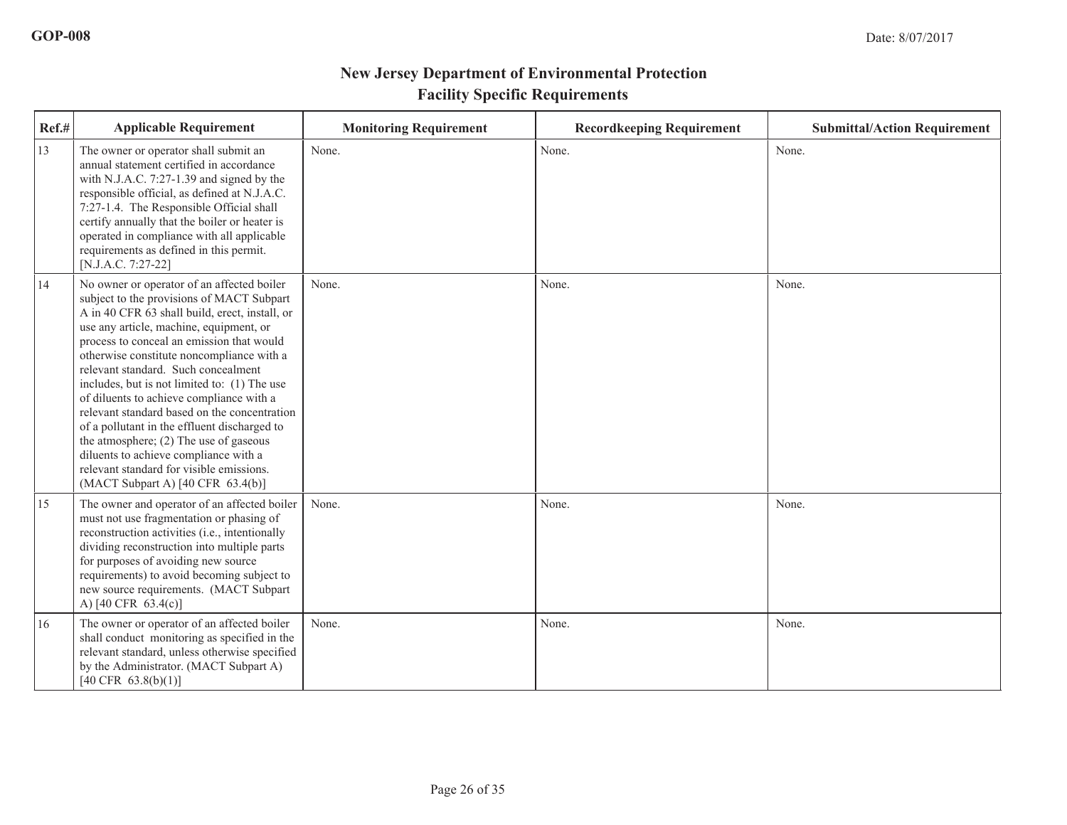# New Jersey Department of Environmental Protection
## Facility Specific Requirements

| Ref.# | Applicable Requirement | Monitoring Requirement | Recordkeeping Requirement | Submittal/Action Requirement |
|---|---|---|---|---|
| 13 | The owner or operator shall submit an annual statement certified in accordance with N.J.A.C. 7:27-1.39 and signed by the responsible official, as defined at N.J.A.C. 7:27-1.4. The Responsible Official shall certify annually that the boiler or heater is operated in compliance with all applicable requirements as defined in this permit. [N.J.A.C. 7:27-22] | None. | None. | None. |
| 14 | No owner or operator of an affected boiler subject to the provisions of MACT Subpart A in 40 CFR 63 shall build, erect, install, or use any article, machine, equipment, or process to conceal an emission that would otherwise constitute noncompliance with a relevant standard. Such concealment includes, but is not limited to: (1) The use of diluents to achieve compliance with a relevant standard based on the concentration of a pollutant in the effluent discharged to the atmosphere; (2) The use of gaseous diluents to achieve compliance with a relevant standard for visible emissions. (MACT Subpart A) [40 CFR 63.4(b)] | None. | None. | None. |
| 15 | The owner and operator of an affected boiler must not use fragmentation or phasing of reconstruction activities (i.e., intentionally dividing reconstruction into multiple parts for purposes of avoiding new source requirements) to avoid becoming subject to new source requirements. (MACT Subpart A) [40 CFR 63.4(c)] | None. | None. | None. |
| 16 | The owner or operator of an affected boiler shall conduct monitoring as specified in the relevant standard, unless otherwise specified by the Administrator. (MACT Subpart A) [40 CFR 63.8(b)(1)] | None. | None. | None. |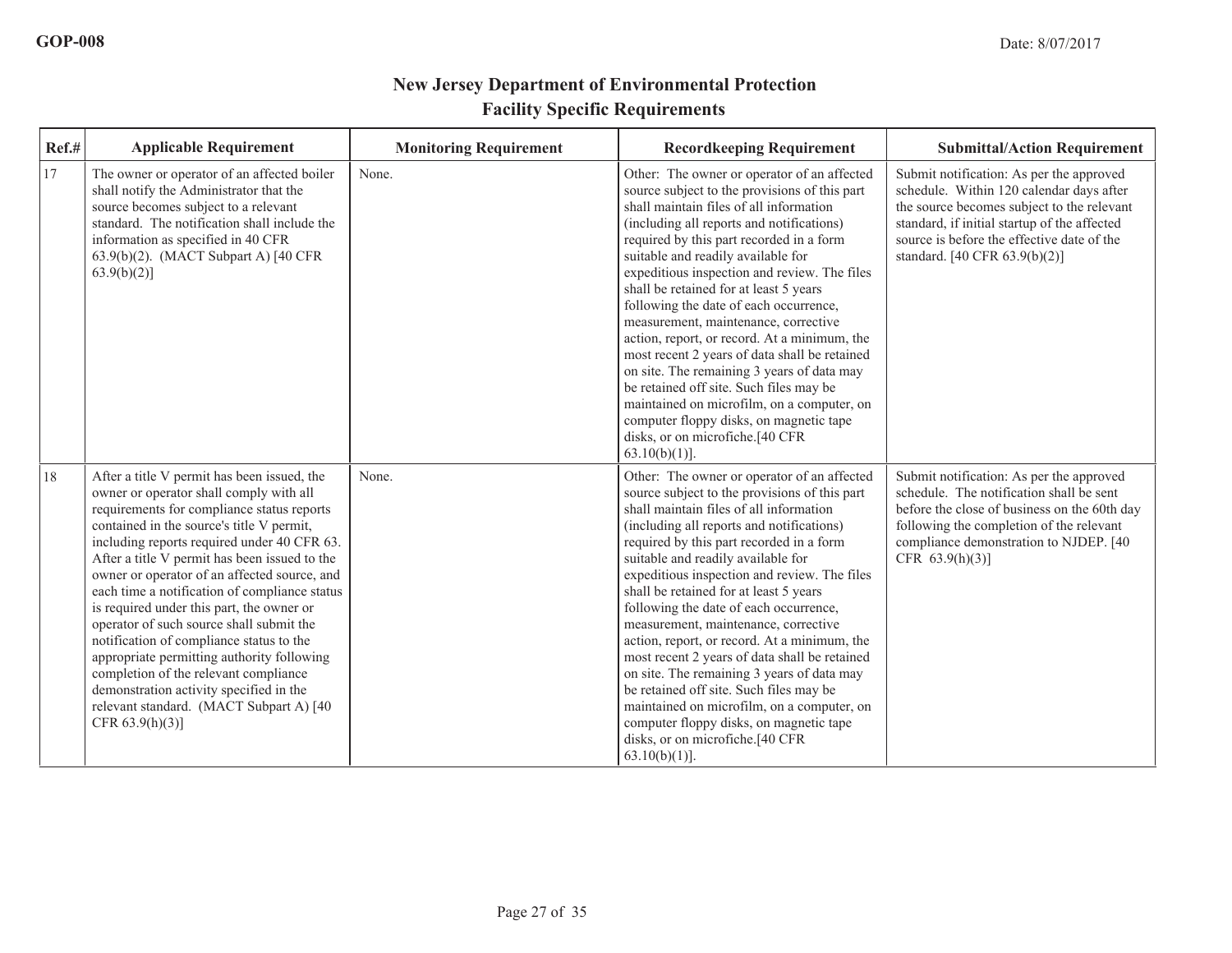# New Jersey Department of Environmental Protection
## Facility Specific Requirements

| Ref.# | Applicable Requirement | Monitoring Requirement | Recordkeeping Requirement | Submittal/Action Requirement |
|---|---|---|---|---|
| 17 | The owner or operator of an affected boiler shall notify the Administrator that the source becomes subject to a relevant standard. The notification shall include the information as specified in 40 CFR 63.9(b)(2). (MACT Subpart A) [40 CFR 63.9(b)(2)] | None. | Other: The owner or operator of an affected source subject to the provisions of this part shall maintain files of all information (including all reports and notifications) required by this part recorded in a form suitable and readily available for expeditious inspection and review. The files shall be retained for at least 5 years following the date of each occurrence, measurement, maintenance, corrective action, report, or record. At a minimum, the most recent 2 years of data shall be retained on site. The remaining 3 years of data may be retained off site. Such files may be maintained on microfilm, on a computer, on computer floppy disks, on magnetic tape disks, or on microfiche.[40 CFR 63.10(b)(1)]. | Submit notification: As per the approved schedule. Within 120 calendar days after the source becomes subject to the relevant standard, if initial startup of the affected source is before the effective date of the standard. [40 CFR 63.9(b)(2)] |
| 18 | After a title V permit has been issued, the owner or operator shall comply with all requirements for compliance status reports contained in the source's title V permit, including reports required under 40 CFR 63. After a title V permit has been issued to the owner or operator of an affected source, and each time a notification of compliance status is required under this part, the owner or operator of such source shall submit the notification of compliance status to the appropriate permitting authority following completion of the relevant compliance demonstration activity specified in the relevant standard. (MACT Subpart A) [40 CFR 63.9(h)(3)] | None. | Other: The owner or operator of an affected source subject to the provisions of this part shall maintain files of all information (including all reports and notifications) required by this part recorded in a form suitable and readily available for expeditious inspection and review. The files shall be retained for at least 5 years following the date of each occurrence, measurement, maintenance, corrective action, report, or record. At a minimum, the most recent 2 years of data shall be retained on site. The remaining 3 years of data may be retained off site. Such files may be maintained on microfilm, on a computer, on computer floppy disks, on magnetic tape disks, or on microfiche.[40 CFR 63.10(b)(1)]. | Submit notification: As per the approved schedule. The notification shall be sent before the close of business on the 60th day following the completion of the relevant compliance demonstration to NJDEP. [40 CFR 63.9(h)(3)] |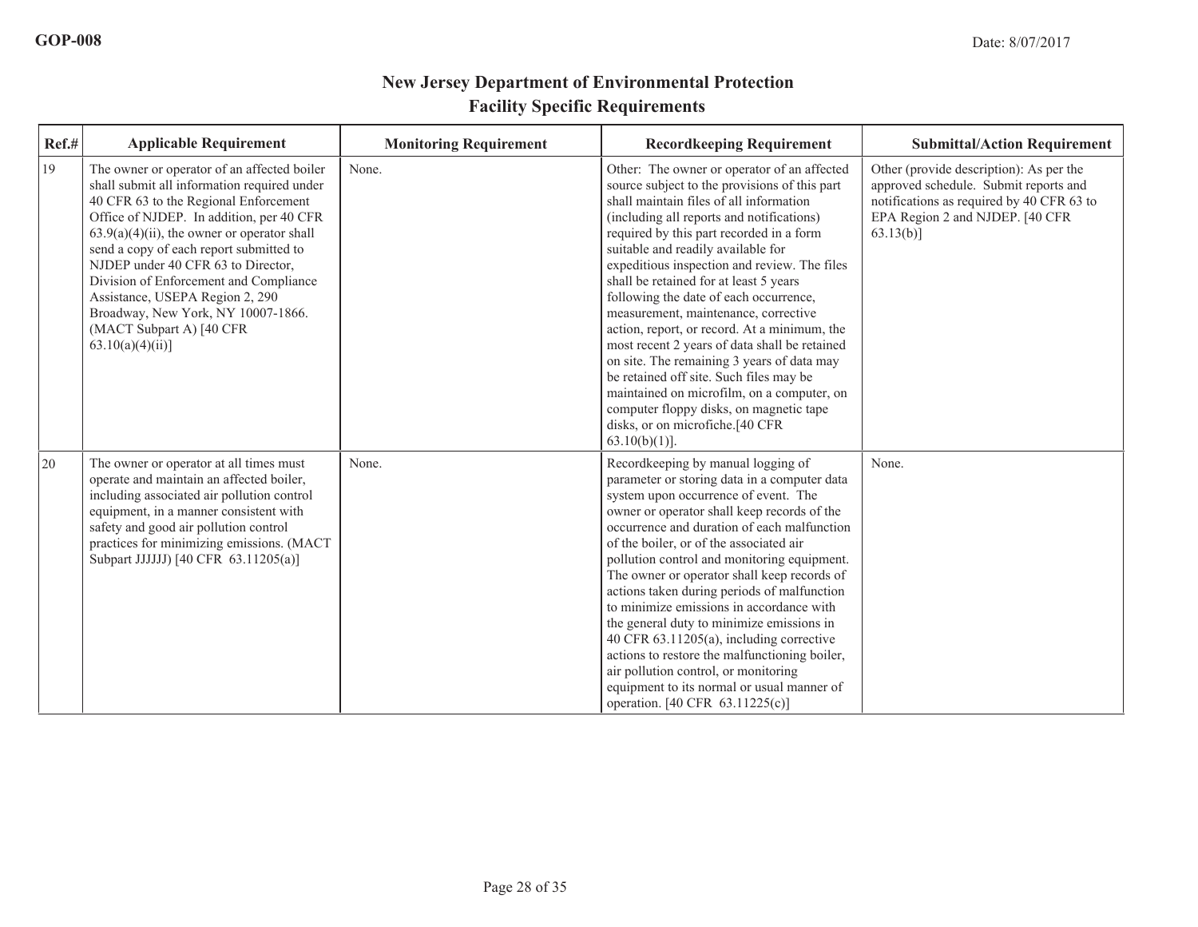# New Jersey Department of Environmental Protection
## Facility Specific Requirements

| Ref.# | Applicable Requirement | Monitoring Requirement | Recordkeeping Requirement | Submittal/Action Requirement |
|---|---|---|---|---|
| 19 | The owner or operator of an affected boiler shall submit all information required under 40 CFR 63 to the Regional Enforcement Office of NJDEP. In addition, per 40 CFR 63.9(a)(4)(ii), the owner or operator shall send a copy of each report submitted to NJDEP under 40 CFR 63 to Director, Division of Enforcement and Compliance Assistance, USEPA Region 2, 290 Broadway, New York, NY 10007-1866. (MACT Subpart A) [40 CFR 63.10(a)(4)(ii)] | None. | Other: The owner or operator of an affected source subject to the provisions of this part shall maintain files of all information (including all reports and notifications) required by this part recorded in a form suitable and readily available for expeditious inspection and review. The files shall be retained for at least 5 years following the date of each occurrence, measurement, maintenance, corrective action, report, or record. At a minimum, the most recent 2 years of data shall be retained on site. The remaining 3 years of data may be retained off site. Such files may be maintained on microfilm, on a computer, on computer floppy disks, on magnetic tape disks, or on microfiche.[40 CFR 63.10(b)(1)]. | Other (provide description): As per the approved schedule. Submit reports and notifications as required by 40 CFR 63 to EPA Region 2 and NJDEP. [40 CFR 63.13(b)] |
| 20 | The owner or operator at all times must operate and maintain an affected boiler, including associated air pollution control equipment, in a manner consistent with safety and good air pollution control practices for minimizing emissions. (MACT Subpart JJJJJJ) [40 CFR 63.11205(a)] | None. | Recordkeeping by manual logging of parameter or storing data in a computer data system upon occurrence of event. The owner or operator shall keep records of the occurrence and duration of each malfunction of the boiler, or of the associated air pollution control and monitoring equipment. The owner or operator shall keep records of actions taken during periods of malfunction to minimize emissions in accordance with the general duty to minimize emissions in 40 CFR 63.11205(a), including corrective actions to restore the malfunctioning boiler, air pollution control, or monitoring equipment to its normal or usual manner of operation. [40 CFR 63.11225(c)] | None. |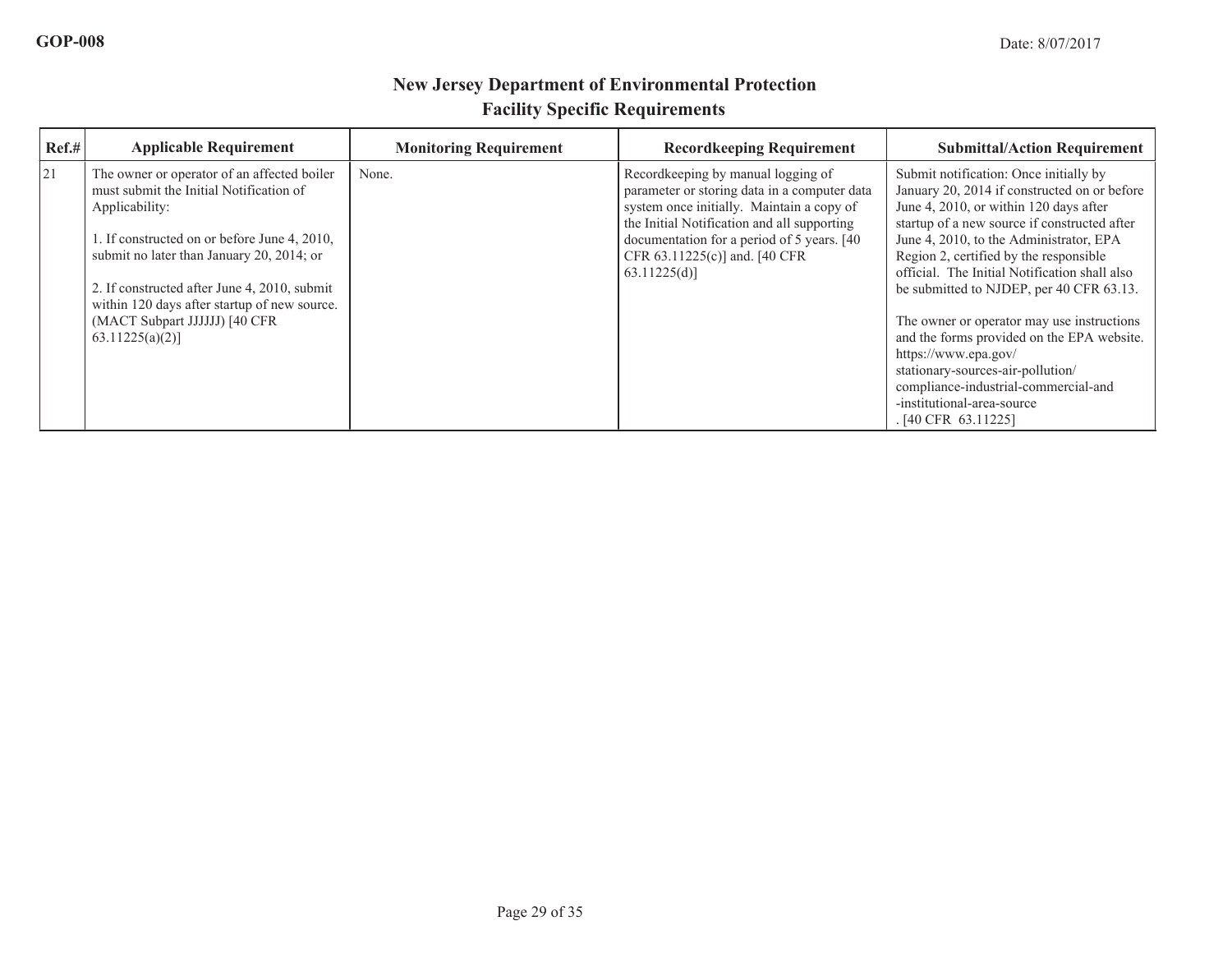# New Jersey Department of Environmental Protection
## Facility Specific Requirements

| Ref.# | Applicable Requirement | Monitoring Requirement | Recordkeeping Requirement | Submittal/Action Requirement |
|---|---|---|---|---|
| 21 | The owner or operator of an affected boiler must submit the Initial Notification of Applicability:<br><br>1. If constructed on or before June 4, 2010, submit no later than January 20, 2014; or<br><br>2. If constructed after June 4, 2010, submit within 120 days after startup of new source. (MACT Subpart JJJJJJ) [40 CFR 63.11225(a)(2)] | None. | Recordkeeping by manual logging of parameter or storing data in a computer data system once initially. Maintain a copy of the Initial Notification and all supporting documentation for a period of 5 years. [40 CFR 63.11225(c)] and. [40 CFR 63.11225(d)] | Submit notification: Once initially by January 20, 2014 if constructed on or before June 4, 2010, or within 120 days after startup of a new source if constructed after June 4, 2010, to the Administrator, EPA Region 2, certified by the responsible official. The Initial Notification shall also be submitted to NJDEP, per 40 CFR 63.13.<br><br>The owner or operator may use instructions and the forms provided on the EPA website. https://www.epa.gov/stationary-sources-air-pollution/compliance-industrial-commercial-and-institutional-area-source. [40 CFR 63.11225] |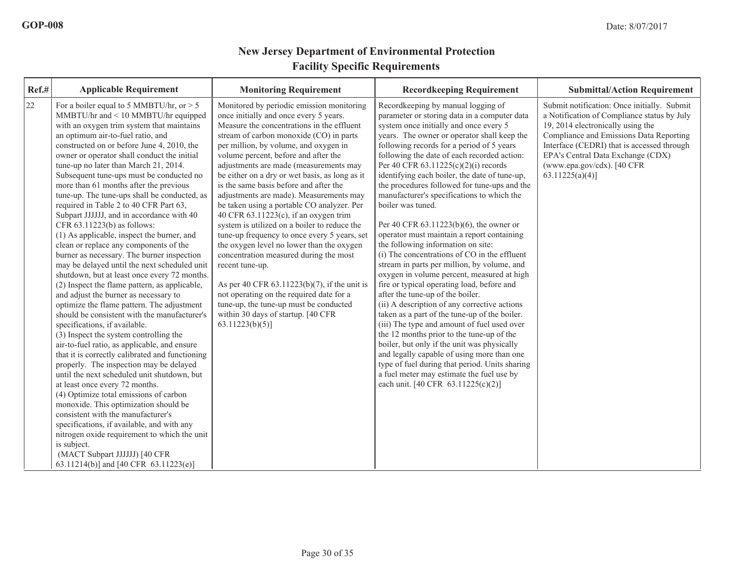GOP-008

Date: 8/07/2017

## New Jersey Department of Environmental Protection
## Facility Specific Requirements

| Ref.# | Applicable Requirement | Monitoring Requirement | Recordkeeping Requirement | Submittal/Action Requirement |
|---|---|---|---|---|
| 22 | For a boiler equal to 5 MMBTU/hr, or > 5 MMBTU/hr and < 10 MMBTU/hr equipped with an oxygen trim system that maintains an optimum air-to-fuel ratio, and constructed on or before June 4, 2010, the owner or operator shall conduct the initial tune-up no later than March 21, 2014. Subsequent tune-ups must be conducted no more than 61 months after the previous tune-up. The tune-ups shall be conducted, as required in Table 2 to 40 CFR Part 63, Subpart JJJJJJ, and in accordance with 40 CFR 63.11223(b) as follows:<br>(1) As applicable, inspect the burner, and clean or replace any components of the burner as necessary. The burner inspection may be delayed until the next scheduled unit shutdown, but at least once every 72 months.<br>(2) Inspect the flame pattern, as applicable, and adjust the burner as necessary to optimize the flame pattern. The adjustment should be consistent with the manufacturer's specifications, if available.<br>(3) Inspect the system controlling the air-to-fuel ratio, as applicable, and ensure that it is correctly calibrated and functioning properly. The inspection may be delayed until the next scheduled unit shutdown, but at least once every 72 months.<br>(4) Optimize total emissions of carbon monoxide. This optimization should be consistent with the manufacturer's specifications, if available, and with any nitrogen oxide requirement to which the unit is subject.<br>(MACT Subpart JJJJJJ) [40 CFR 63.11214(b)] and [40 CFR 63.11223(e)] | Monitored by periodic emission monitoring once initially and once every 5 years. Measure the concentrations in the effluent stream of carbon monoxide (CO) in parts per million, by volume, and oxygen in volume percent, before and after the adjustments are made (measurements may be either on a dry or wet basis, as long as it is the same basis before and after the adjustments are made). Measurements may be taken using a portable CO analyzer. Per 40 CFR 63.11223(c), if an oxygen trim system is utilized on a boiler to reduce the tune-up frequency to once every 5 years, set the oxygen level no lower than the oxygen concentration measured during the most recent tune-up.<br><br>As per 40 CFR 63.11223(b)(7), if the unit is not operating on the required date for a tune-up, the tune-up must be conducted within 30 days of startup. [40 CFR 63.11223(b)(5)] | Recordkeeping by manual logging of parameter or storing data in a computer data system once initially and once every 5 years. The owner or operator shall keep the following records for a period of 5 years following the date of each recorded action: Per 40 CFR 63.11225(c)(2)(i) records identifying each boiler, the date of tune-up, the procedures followed for tune-ups and the manufacturer's specifications to which the boiler was tuned.<br><br>Per 40 CFR 63.11223(b)(6), the owner or operator must maintain a report containing the following information on site:<br>(i) The concentrations of CO in the effluent stream in parts per million, by volume, and oxygen in volume percent, measured at high fire or typical operating load, before and after the tune-up of the boiler.<br>(ii) A description of any corrective actions taken as a part of the tune-up of the boiler.<br>(iii) The type and amount of fuel used over the 12 months prior to the tune-up of the boiler, but only if the unit was physically and legally capable of using more than one type of fuel during that period. Units sharing a fuel meter may estimate the fuel use by each unit. [40 CFR 63.11225(c)(2)] | Submit notification: Once initially. Submit a Notification of Compliance status by July 19, 2014 electronically using the Compliance and Emissions Data Reporting Interface (CEDRI) that is accessed through EPA's Central Data Exchange (CDX) (www.epa.gov/cdx). [40 CFR 63.11225(a)(4)] |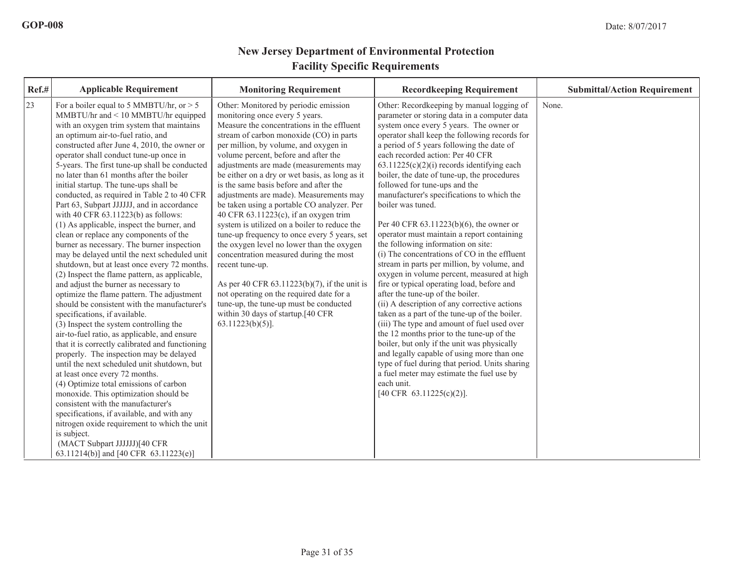GOP-008

Date: 8/07/2017

## New Jersey Department of Environmental Protection
## Facility Specific Requirements

| Ref.# | Applicable Requirement | Monitoring Requirement | Recordkeeping Requirement | Submittal/Action Requirement |
|---|---|---|---|---|
| 23 | For a boiler equal to 5 MMBTU/hr, or > 5 MMBTU/hr and < 10 MMBTU/hr equipped with an oxygen trim system that maintains an optimum air-to-fuel ratio, and constructed after June 4, 2010, the owner or operator shall conduct tune-up once in 5-years. The first tune-up shall be conducted no later than 61 months after the boiler initial startup. The tune-ups shall be conducted, as required in Table 2 to 40 CFR Part 63, Subpart JJJJJJ, and in accordance with 40 CFR 63.11223(b) as follows:<br>(1) As applicable, inspect the burner, and clean or replace any components of the burner as necessary. The burner inspection may be delayed until the next scheduled unit shutdown, but at least once every 72 months.<br>(2) Inspect the flame pattern, as applicable, and adjust the burner as necessary to optimize the flame pattern. The adjustment should be consistent with the manufacturer's specifications, if available.<br>(3) Inspect the system controlling the air-to-fuel ratio, as applicable, and ensure that it is correctly calibrated and functioning properly. The inspection may be delayed until the next scheduled unit shutdown, but at least once every 72 months.<br>(4) Optimize total emissions of carbon monoxide. This optimization should be consistent with the manufacturer's specifications, if available, and with any nitrogen oxide requirement to which the unit is subject.<br>(MACT Subpart JJJJJJ)[40 CFR 63.11214(b)] and [40 CFR 63.11223(e)] | Other: Monitored by periodic emission monitoring once every 5 years.<br>Measure the concentrations in the effluent stream of carbon monoxide (CO) in parts per million, by volume, and oxygen in volume percent, before and after the adjustments are made (measurements may be either on a dry or wet basis, as long as it is the same basis before and after the adjustments are made). Measurements may be taken using a portable CO analyzer. Per 40 CFR 63.11223(c), if an oxygen trim system is utilized on a boiler to reduce the tune-up frequency to once every 5 years, set the oxygen level no lower than the oxygen concentration measured during the most recent tune-up.<br><br>As per 40 CFR 63.11223(b)(7), if the unit is not operating on the required date for a tune-up, the tune-up must be conducted within 30 days of startup.[40 CFR 63.11223(b)(5)]. | Other: Recordkeeping by manual logging of parameter or storing data in a computer data system once every 5 years. The owner or operator shall keep the following records for a period of 5 years following the date of each recorded action: Per 40 CFR 63.11225(c)(2)(i) records identifying each boiler, the date of tune-up, the procedures followed for tune-ups and the manufacturer's specifications to which the boiler was tuned.<br><br>Per 40 CFR 63.11223(b)(6), the owner or operator must maintain a report containing the following information on site:<br>(i) The concentrations of CO in the effluent stream in parts per million, by volume, and oxygen in volume percent, measured at high fire or typical operating load, before and after the tune-up of the boiler.<br>(ii) A description of any corrective actions taken as a part of the tune-up of the boiler.<br>(iii) The type and amount of fuel used over the 12 months prior to the tune-up of the boiler, but only if the unit was physically and legally capable of using more than one type of fuel during that period. Units sharing a fuel meter may estimate the fuel use by each unit.<br>[40 CFR 63.11225(c)(2)]. | None. |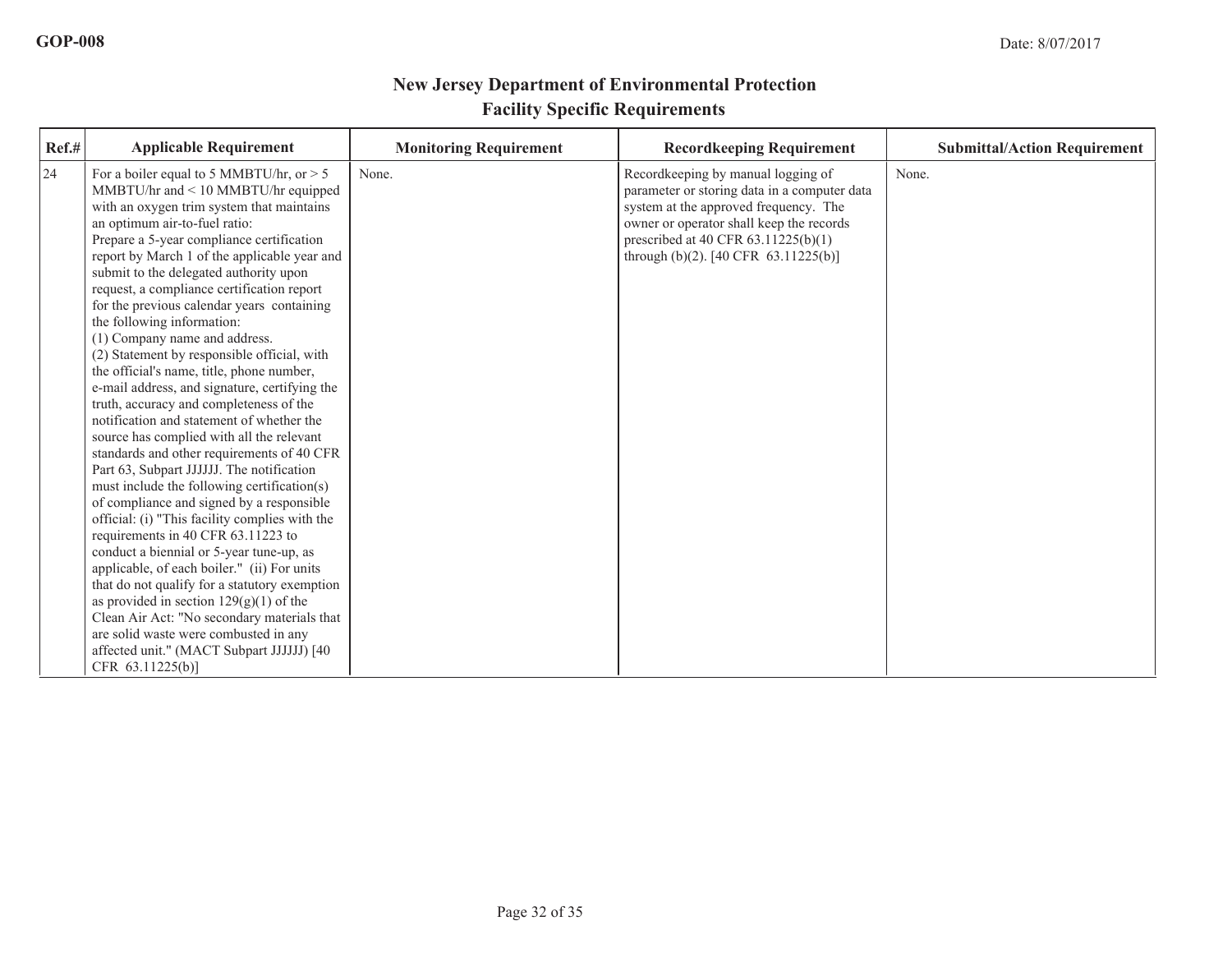## New Jersey Department of Environmental Protection
## Facility Specific Requirements

| Ref.# | Applicable Requirement | Monitoring Requirement | Recordkeeping Requirement | Submittal/Action Requirement |
|---|---|---|---|---|
| 24 | For a boiler equal to 5 MMBTU/hr, or > 5 MMBTU/hr and < 10 MMBTU/hr equipped with an oxygen trim system that maintains an optimum air-to-fuel ratio: Prepare a 5-year compliance certification report by March 1 of the applicable year and submit to the delegated authority upon request, a compliance certification report for the previous calendar years containing the following information: (1) Company name and address. (2) Statement by responsible official, with the official's name, title, phone number, e-mail address, and signature, certifying the truth, accuracy and completeness of the notification and statement of whether the source has complied with all the relevant standards and other requirements of 40 CFR Part 63, Subpart JJJJJJ. The notification must include the following certification(s) of compliance and signed by a responsible official: (i) "This facility complies with the requirements in 40 CFR 63.11223 to conduct a biennial or 5-year tune-up, as applicable, of each boiler." (ii) For units that do not qualify for a statutory exemption as provided in section 129(g)(1) of the Clean Air Act: "No secondary materials that are solid waste were combusted in any affected unit." (MACT Subpart JJJJJJ) [40 CFR 63.11225(b)] | None. | Recordkeeping by manual logging of parameter or storing data in a computer data system at the approved frequency. The owner or operator shall keep the records prescribed at 40 CFR 63.11225(b)(1) through (b)(2). [40 CFR 63.11225(b)] | None. |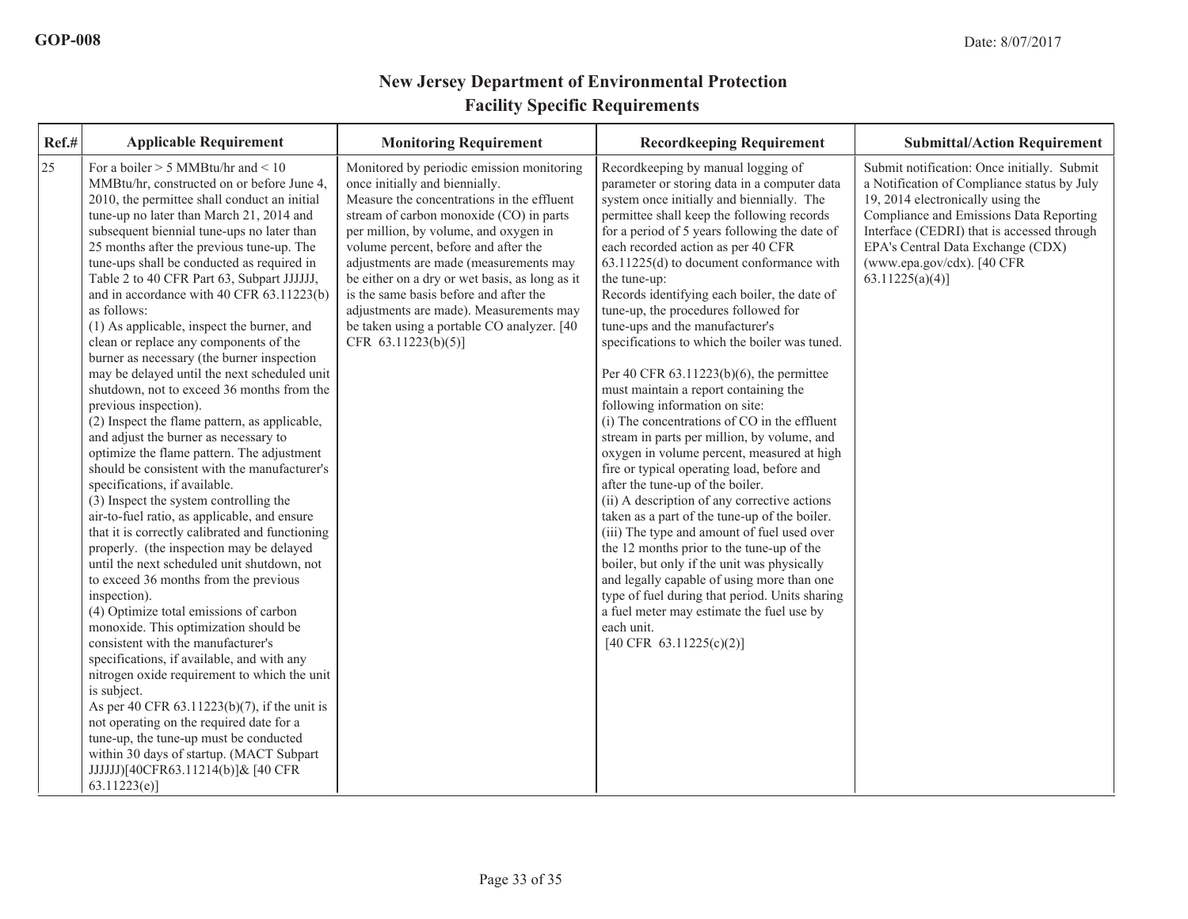# New Jersey Department of Environmental Protection

## Facility Specific Requirements

| Ref.# | Applicable Requirement | Monitoring Requirement | Recordkeeping Requirement | Submittal/Action Requirement |
|---|---|---|---|---|
| 25 | For a boiler > 5 MMBtu/hr and < 10 MMBtu/hr, constructed on or before June 4, 2010, the permittee shall conduct an initial tune-up no later than March 21, 2014 and subsequent biennial tune-ups no later than 25 months after the previous tune-up. The tune-ups shall be conducted as required in Table 2 to 40 CFR Part 63, Subpart JJJJJJ, and in accordance with 40 CFR 63.11223(b) as follows:<br>(1) As applicable, inspect the burner, and clean or replace any components of the burner as necessary (the burner inspection may be delayed until the next scheduled unit shutdown, not to exceed 36 months from the previous inspection).<br>(2) Inspect the flame pattern, as applicable, and adjust the burner as necessary to optimize the flame pattern. The adjustment should be consistent with the manufacturer's specifications, if available.<br>(3) Inspect the system controlling the air-to-fuel ratio, as applicable, and ensure that it is correctly calibrated and functioning properly. (the inspection may be delayed until the next scheduled unit shutdown, not to exceed 36 months from the previous inspection).<br>(4) Optimize total emissions of carbon monoxide. This optimization should be consistent with the manufacturer's specifications, if available, and with any nitrogen oxide requirement to which the unit is subject.<br>As per 40 CFR 63.11223(b)(7), if the unit is not operating on the required date for a tune-up, the tune-up must be conducted within 30 days of startup. (MACT Subpart JJJJJJ)[40CFR63.11214(b)]& [40 CFR 63.11223(e)] | Monitored by periodic emission monitoring once initially and biennially.<br>Measure the concentrations in the effluent stream of carbon monoxide (CO) in parts per million, by volume, and oxygen in volume percent, before and after the adjustments are made (measurements may be either on a dry or wet basis, as long as it is the same basis before and after the adjustments are made). Measurements may be taken using a portable CO analyzer. [40 CFR 63.11223(b)(5)] | Recordkeeping by manual logging of parameter or storing data in a computer data system once initially and biennially. The permittee shall keep the following records for a period of 5 years following the date of each recorded action as per 40 CFR 63.11225(d) to document conformance with the tune-up:<br>Records identifying each boiler, the date of tune-up, the procedures followed for tune-ups and the manufacturer's specifications to which the boiler was tuned.<br><br>Per 40 CFR 63.11223(b)(6), the permittee must maintain a report containing the following information on site:<br>(i) The concentrations of CO in the effluent stream in parts per million, by volume, and oxygen in volume percent, measured at high fire or typical operating load, before and after the tune-up of the boiler.<br>(ii) A description of any corrective actions taken as a part of the tune-up of the boiler.<br>(iii) The type and amount of fuel used over the 12 months prior to the tune-up of the boiler, but only if the unit was physically and legally capable of using more than one type of fuel during that period. Units sharing a fuel meter may estimate the fuel use by each unit.<br>[40 CFR 63.11225(c)(2)] | Submit notification: Once initially. Submit a Notification of Compliance status by July 19, 2014 electronically using the Compliance and Emissions Data Reporting Interface (CEDRI) that is accessed through EPA's Central Data Exchange (CDX) (www.epa.gov/cdx). [40 CFR 63.11225(a)(4)] |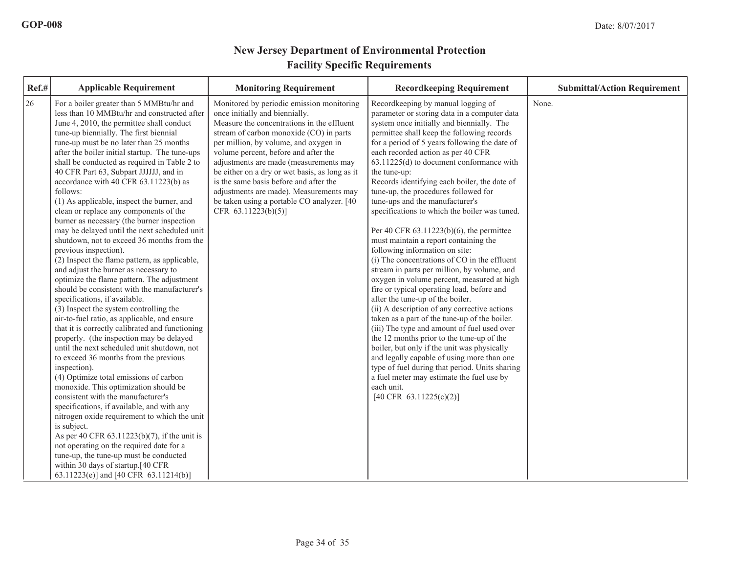GOP-008

Date: 8/07/2017

# New Jersey Department of Environmental Protection
## Facility Specific Requirements

| Ref.# | Applicable Requirement | Monitoring Requirement | Recordkeeping Requirement | Submittal/Action Requirement |
|---|---|---|---|---|
| 26 | For a boiler greater than 5 MMBtu/hr and less than 10 MMBtu/hr and constructed after June 4, 2010, the permittee shall conduct tune-up biennially. The first biennial tune-up must be no later than 25 months after the boiler initial startup. The tune-ups shall be conducted as required in Table 2 to 40 CFR Part 63, Subpart JJJJJJ, and in accordance with 40 CFR 63.11223(b) as follows:<br>(1) As applicable, inspect the burner, and clean or replace any components of the burner as necessary (the burner inspection may be delayed until the next scheduled unit shutdown, not to exceed 36 months from the previous inspection).<br>(2) Inspect the flame pattern, as applicable, and adjust the burner as necessary to optimize the flame pattern. The adjustment should be consistent with the manufacturer's specifications, if available.<br>(3) Inspect the system controlling the air-to-fuel ratio, as applicable, and ensure that it is correctly calibrated and functioning properly. (the inspection may be delayed until the next scheduled unit shutdown, not to exceed 36 months from the previous inspection).<br>(4) Optimize total emissions of carbon monoxide. This optimization should be consistent with the manufacturer's specifications, if available, and with any nitrogen oxide requirement to which the unit is subject.<br>As per 40 CFR 63.11223(b)(7), if the unit is not operating on the required date for a tune-up, the tune-up must be conducted within 30 days of startup.[40 CFR 63.11223(e)] and [40 CFR 63.11214(b)] | Monitored by periodic emission monitoring once initially and biennially.<br>Measure the concentrations in the effluent stream of carbon monoxide (CO) in parts per million, by volume, and oxygen in volume percent, before and after the adjustments are made (measurements may be either on a dry or wet basis, as long as it is the same basis before and after the adjustments are made). Measurements may be taken using a portable CO analyzer. [40 CFR 63.11223(b)(5)] | Recordkeeping by manual logging of parameter or storing data in a computer data system once initially and biennially. The permittee shall keep the following records for a period of 5 years following the date of each recorded action as per 40 CFR 63.11225(d) to document conformance with the tune-up:<br>Records identifying each boiler, the date of tune-up, the procedures followed for tune-ups and the manufacturer's specifications to which the boiler was tuned.<br><br>Per 40 CFR 63.11223(b)(6), the permittee must maintain a report containing the following information on site:<br>(i) The concentrations of CO in the effluent stream in parts per million, by volume, and oxygen in volume percent, measured at high fire or typical operating load, before and after the tune-up of the boiler.<br>(ii) A description of any corrective actions taken as a part of the tune-up of the boiler.<br>(iii) The type and amount of fuel used over the 12 months prior to the tune-up of the boiler, but only if the unit was physically and legally capable of using more than one type of fuel during that period. Units sharing a fuel meter may estimate the fuel use by each unit.<br>[40 CFR 63.11225(c)(2)] | None. |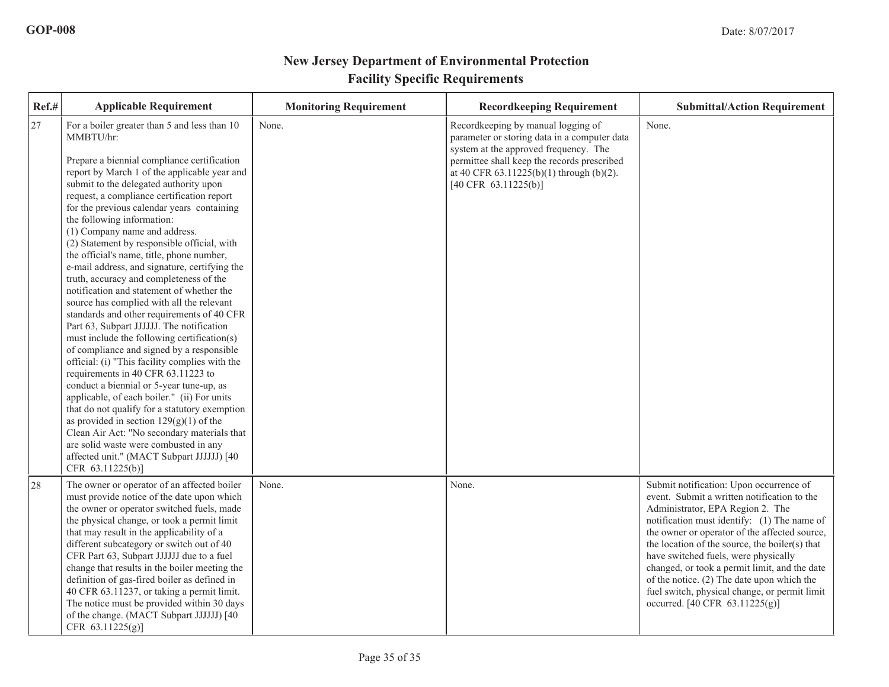# New Jersey Department of Environmental Protection
## Facility Specific Requirements

| Ref.# | Applicable Requirement | Monitoring Requirement | Recordkeeping Requirement | Submittal/Action Requirement |
|---|---|---|---|---|
| 27 | For a boiler greater than 5 and less than 10 MMBTU/hr:<br><br>Prepare a biennial compliance certification report by March 1 of the applicable year and submit to the delegated authority upon request, a compliance certification report for the previous calendar years containing the following information:<br>(1) Company name and address.<br>(2) Statement by responsible official, with the official's name, title, phone number, e-mail address, and signature, certifying the truth, accuracy and completeness of the notification and statement of whether the source has complied with all the relevant standards and other requirements of 40 CFR Part 63, Subpart JJJJJJ. The notification must include the following certification(s) of compliance and signed by a responsible official: (i) "This facility complies with the requirements in 40 CFR 63.11223 to conduct a biennial or 5-year tune-up, as applicable, of each boiler." (ii) For units that do not qualify for a statutory exemption as provided in section 129(g)(1) of the Clean Air Act: "No secondary materials that are solid waste were combusted in any affected unit." (MACT Subpart JJJJJJ) [40 CFR 63.11225(b)] | None. | Recordkeeping by manual logging of parameter or storing data in a computer data system at the approved frequency. The permittee shall keep the records prescribed at 40 CFR 63.11225(b)(1) through (b)(2). [40 CFR 63.11225(b)] | None. |
| 28 | The owner or operator of an affected boiler must provide notice of the date upon which the owner or operator switched fuels, made the physical change, or took a permit limit that may result in the applicability of a different subcategory or switch out of 40 CFR Part 63, Subpart JJJJJJ due to a fuel change that results in the boiler meeting the definition of gas-fired boiler as defined in 40 CFR 63.11237, or taking a permit limit. The notice must be provided within 30 days of the change. (MACT Subpart JJJJJJ) [40 CFR 63.11225(g)] | None. | None. | Submit notification: Upon occurrence of event. Submit a written notification to the Administrator, EPA Region 2. The notification must identify: (1) The name of the owner or operator of the affected source, the location of the source, the boiler(s) that have switched fuels, were physically changed, or took a permit limit, and the date of the notice. (2) The date upon which the fuel switch, physical change, or permit limit occurred. [40 CFR 63.11225(g)] |